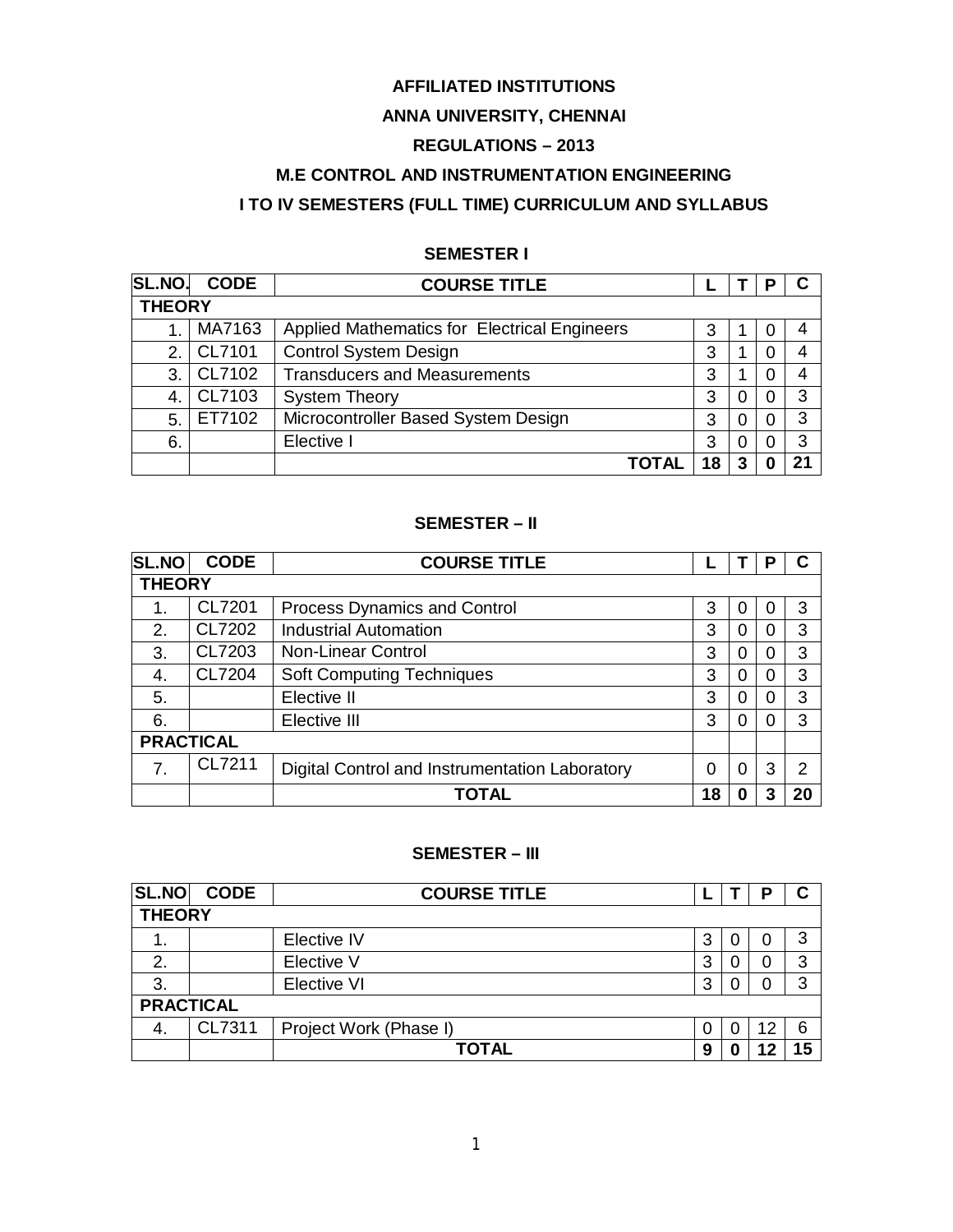**AFFILIATED INSTITUTIONS**

**ANNA UNIVERSITY, CHENNAI**

**REGULATIONS – 2013**

**M.E CONTROL AND INSTRUMENTATION ENGINEERING**

**I TO IV SEMESTERS (FULL TIME) CURRICULUM AND SYLLABUS**

**SEMESTER I**

| SL.NO. | CODE | COURSE TITLE | L | T | P | C |
|---|---|---|---|---|---|---|
| **THEORY** | | | | | | |
| 1. | MA7163 | Applied Mathematics for Electrical Engineers | 3 | 1 | 0 | 4 |
| 2. | CL7101 | Control System Design | 3 | 1 | 0 | 4 |
| 3. | CL7102 | Transducers and Measurements | 3 | 1 | 0 | 4 |
| 4. | CL7103 | System Theory | 3 | 0 | 0 | 3 |
| 5. | ET7102 | Microcontroller Based System Design | 3 | 0 | 0 | 3 |
| 6. | | Elective I | 3 | 0 | 0 | 3 |
| | | **TOTAL** | **18** | **3** | **0** | **21** |

**SEMESTER – II**

| SL.NO | CODE | COURSE TITLE | L | T | P | C |
|---|---|---|---|---|---|---|
| **THEORY** | | | | | | |
| 1. | CL7201 | Process Dynamics and Control | 3 | 0 | 0 | 3 |
| 2. | CL7202 | Industrial Automation | 3 | 0 | 0 | 3 |
| 3. | CL7203 | Non-Linear Control | 3 | 0 | 0 | 3 |
| 4. | CL7204 | Soft Computing Techniques | 3 | 0 | 0 | 3 |
| 5. | | Elective II | 3 | 0 | 0 | 3 |
| 6. | | Elective III | 3 | 0 | 0 | 3 |
| **PRACTICAL** | | | | | | |
| 7. | CL7211 | Digital Control and Instrumentation Laboratory | 0 | 0 | 3 | 2 |
| | | **TOTAL** | **18** | **0** | **3** | **20** |

**SEMESTER – III**

| SL.NO | CODE | COURSE TITLE | L | T | P | C |
|---|---|---|---|---|---|---|
| **THEORY** | | | | | | |
| 1. | | Elective IV | 3 | 0 | 0 | 3 |
| 2. | | Elective V | 3 | 0 | 0 | 3 |
| 3. | | Elective VI | 3 | 0 | 0 | 3 |
| **PRACTICAL** | | | | | | |
| 4. | CL7311 | Project Work (Phase I) | 0 | 0 | 12 | 6 |
| | | **TOTAL** | **9** | **0** | **12** | **15** |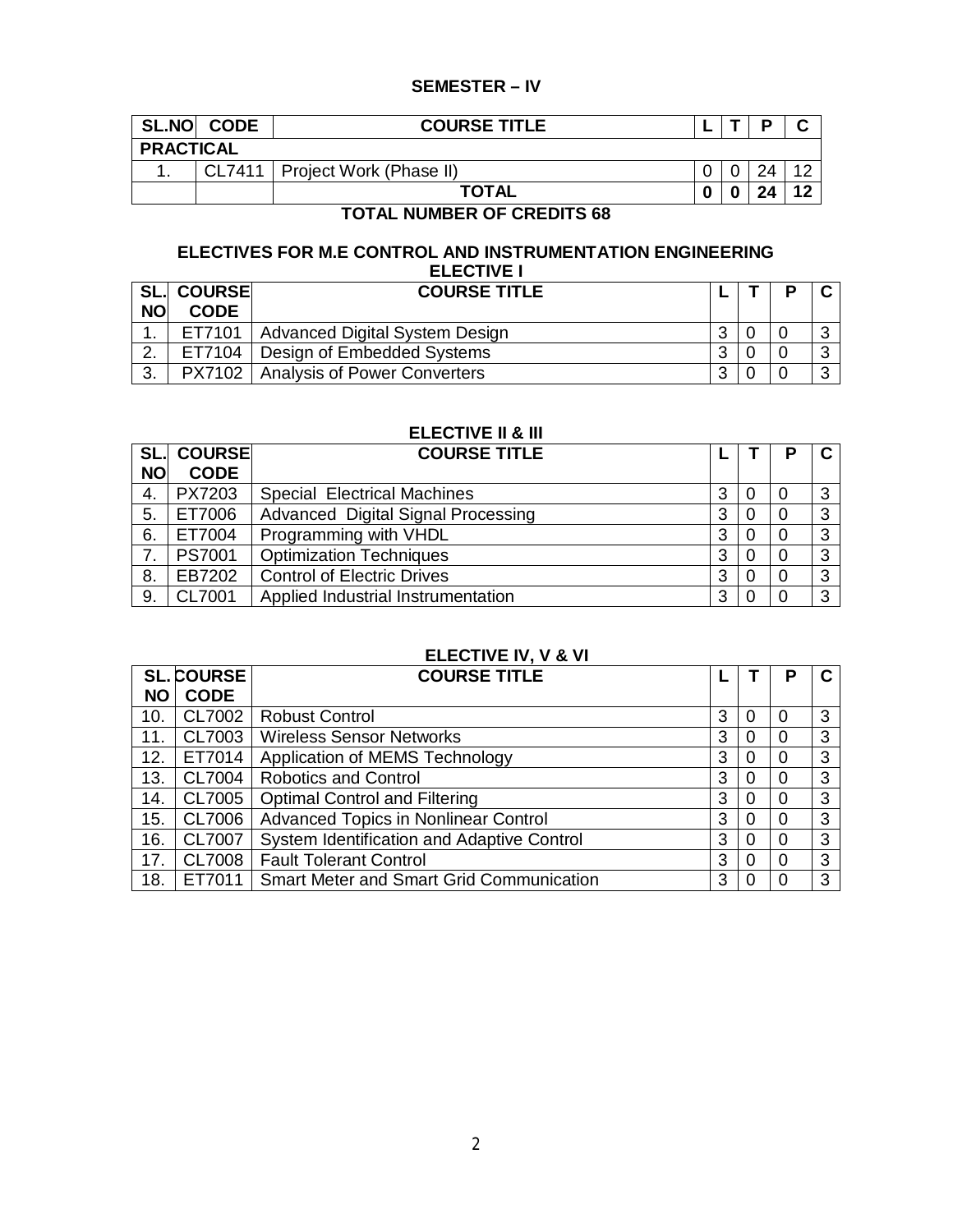## SEMESTER – IV

| SL.NO | CODE | COURSE TITLE | L | T | P | C |
|---|---|---|---|---|---|---|
| **PRACTICAL** | | | | | | |
| 1. | CL7411 | Project Work (Phase II) | 0 | 0 | 24 | 12 |
| | | **TOTAL** | **0** | **0** | **24** | **12** |

**TOTAL NUMBER OF CREDITS 68**

## ELECTIVES FOR M.E CONTROL AND INSTRUMENTATION ENGINEERING

### ELECTIVE I

| SL. NO | COURSE CODE | COURSE TITLE | L | T | P | C |
|---|---|---|---|---|---|---|
| 1. | ET7101 | Advanced Digital System Design | 3 | 0 | 0 | 3 |
| 2. | ET7104 | Design of Embedded Systems | 3 | 0 | 0 | 3 |
| 3. | PX7102 | Analysis of Power Converters | 3 | 0 | 0 | 3 |

### ELECTIVE II & III

| SL. NO | COURSE CODE | COURSE TITLE | L | T | P | C |
|---|---|---|---|---|---|---|
| 4. | PX7203 | Special Electrical Machines | 3 | 0 | 0 | 3 |
| 5. | ET7006 | Advanced Digital Signal Processing | 3 | 0 | 0 | 3 |
| 6. | ET7004 | Programming with VHDL | 3 | 0 | 0 | 3 |
| 7. | PS7001 | Optimization Techniques | 3 | 0 | 0 | 3 |
| 8. | EB7202 | Control of Electric Drives | 3 | 0 | 0 | 3 |
| 9. | CL7001 | Applied Industrial Instrumentation | 3 | 0 | 0 | 3 |

### ELECTIVE IV, V & VI

| SL. NO | COURSE CODE | COURSE TITLE | L | T | P | C |
|---|---|---|---|---|---|---|
| 10. | CL7002 | Robust Control | 3 | 0 | 0 | 3 |
| 11. | CL7003 | Wireless Sensor Networks | 3 | 0 | 0 | 3 |
| 12. | ET7014 | Application of MEMS Technology | 3 | 0 | 0 | 3 |
| 13. | CL7004 | Robotics and Control | 3 | 0 | 0 | 3 |
| 14. | CL7005 | Optimal Control and Filtering | 3 | 0 | 0 | 3 |
| 15. | CL7006 | Advanced Topics in Nonlinear Control | 3 | 0 | 0 | 3 |
| 16. | CL7007 | System Identification and Adaptive Control | 3 | 0 | 0 | 3 |
| 17. | CL7008 | Fault Tolerant Control | 3 | 0 | 0 | 3 |
| 18. | ET7011 | Smart Meter and Smart Grid Communication | 3 | 0 | 0 | 3 |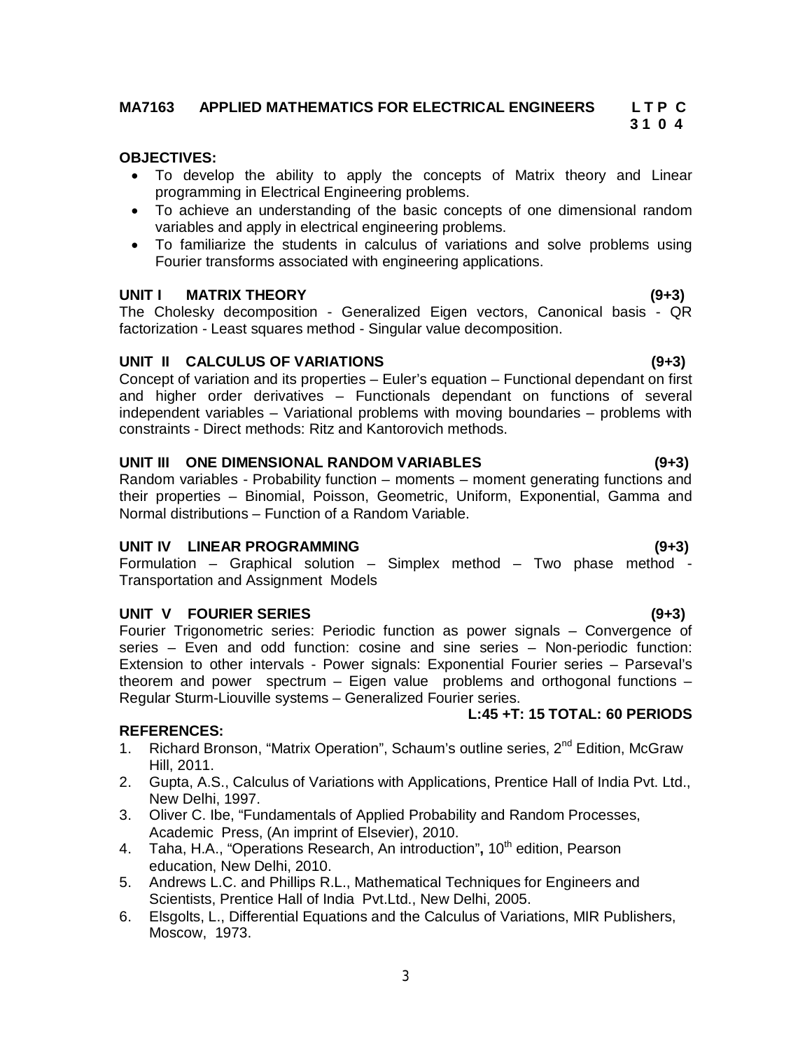## MA7163 APPLIED MATHEMATICS FOR ELECTRICAL ENGINEERS

| L | T | P | C |
|---|---|---|---|
| 3 | 1 | 0 | 4 |

**OBJECTIVES:**

- To develop the ability to apply the concepts of Matrix theory and Linear programming in Electrical Engineering problems.
- To achieve an understanding of the basic concepts of one dimensional random variables and apply in electrical engineering problems.
- To familiarize the students in calculus of variations and solve problems using Fourier transforms associated with engineering applications.

**UNIT I MATRIX THEORY (9+3)**

The Cholesky decomposition - Generalized Eigen vectors, Canonical basis - QR factorization - Least squares method - Singular value decomposition.

**UNIT II CALCULUS OF VARIATIONS (9+3)**

Concept of variation and its properties – Euler's equation – Functional dependant on first and higher order derivatives – Functionals dependant on functions of several independent variables – Variational problems with moving boundaries – problems with constraints - Direct methods: Ritz and Kantorovich methods.

**UNIT III ONE DIMENSIONAL RANDOM VARIABLES (9+3)**

Random variables - Probability function – moments – moment generating functions and their properties – Binomial, Poisson, Geometric, Uniform, Exponential, Gamma and Normal distributions – Function of a Random Variable.

**UNIT IV LINEAR PROGRAMMING (9+3)**

Formulation – Graphical solution – Simplex method – Two phase method - Transportation and Assignment Models

**UNIT V FOURIER SERIES (9+3)**

Fourier Trigonometric series: Periodic function as power signals – Convergence of series – Even and odd function: cosine and sine series – Non-periodic function: Extension to other intervals - Power signals: Exponential Fourier series – Parseval's theorem and power spectrum – Eigen value problems and orthogonal functions – Regular Sturm-Liouville systems – Generalized Fourier series.

**L:45 +T: 15 TOTAL: 60 PERIODS**

**REFERENCES:**

1. Richard Bronson, "Matrix Operation", Schaum's outline series, 2nd Edition, McGraw Hill, 2011.
2. Gupta, A.S., Calculus of Variations with Applications, Prentice Hall of India Pvt. Ltd., New Delhi, 1997.
3. Oliver C. Ibe, "Fundamentals of Applied Probability and Random Processes, Academic Press, (An imprint of Elsevier), 2010.
4. Taha, H.A., "Operations Research, An introduction"**,** 10th edition, Pearson education, New Delhi, 2010.
5. Andrews L.C. and Phillips R.L., Mathematical Techniques for Engineers and Scientists, Prentice Hall of India Pvt.Ltd., New Delhi, 2005.
6. Elsgolts, L., Differential Equations and the Calculus of Variations, MIR Publishers, Moscow, 1973.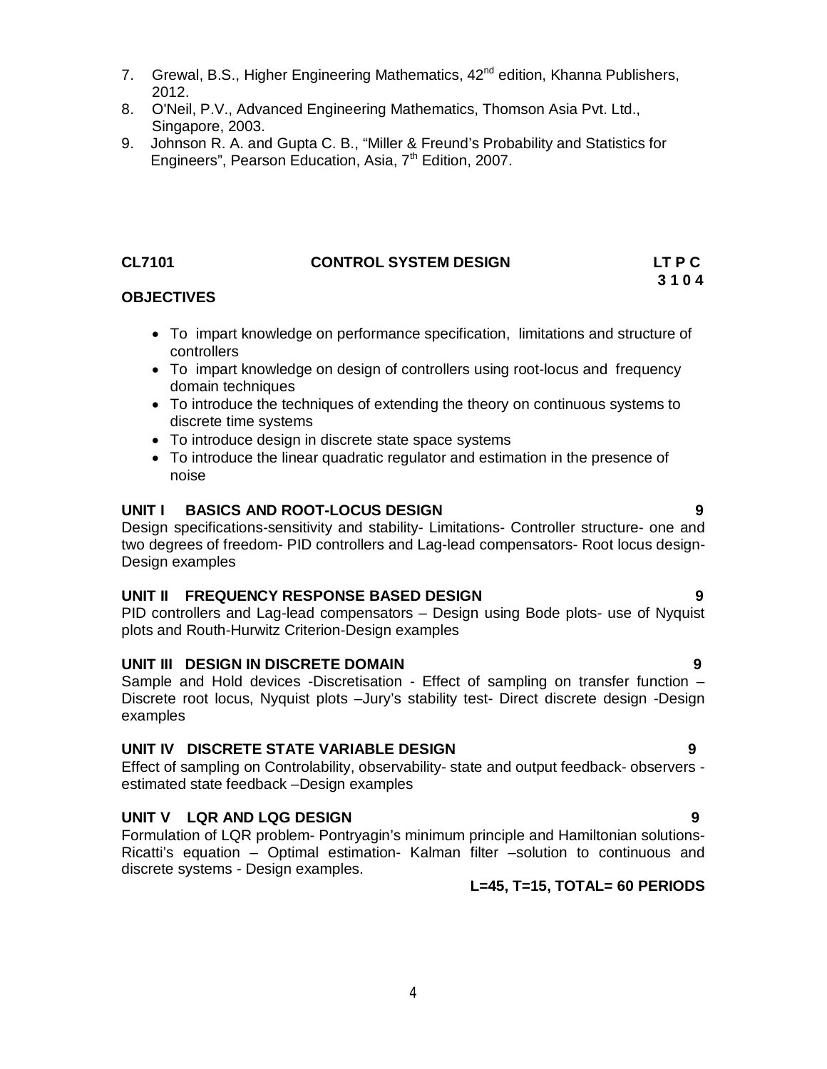7. Grewal, B.S., Higher Engineering Mathematics, $42^{nd}$ edition, Khanna Publishers, 2012.
8. O'Neil, P.V., Advanced Engineering Mathematics, Thomson Asia Pvt. Ltd., Singapore, 2003.
9. Johnson R. A. and Gupta C. B., "Miller & Freund's Probability and Statistics for Engineers", Pearson Education, Asia, $7^{th}$ Edition, 2007.

## CL7101 CONTROL SYSTEM DESIGN

**LT P C**
**3 1 0 4**

### OBJECTIVES

- To impart knowledge on performance specification, limitations and structure of controllers
- To impart knowledge on design of controllers using root-locus and frequency domain techniques
- To introduce the techniques of extending the theory on continuous systems to discrete time systems
- To introduce design in discrete state space systems
- To introduce the linear quadratic regulator and estimation in the presence of noise

### UNIT I BASICS AND ROOT-LOCUS DESIGN 9

Design specifications-sensitivity and stability- Limitations- Controller structure- one and two degrees of freedom- PID controllers and Lag-lead compensators- Root locus design- Design examples

### UNIT II FREQUENCY RESPONSE BASED DESIGN 9

PID controllers and Lag-lead compensators – Design using Bode plots- use of Nyquist plots and Routh-Hurwitz Criterion-Design examples

### UNIT III DESIGN IN DISCRETE DOMAIN 9

Sample and Hold devices -Discretisation - Effect of sampling on transfer function – Discrete root locus, Nyquist plots –Jury's stability test- Direct discrete design -Design examples

### UNIT IV DISCRETE STATE VARIABLE DESIGN 9

Effect of sampling on Controlability, observability- state and output feedback- observers - estimated state feedback –Design examples

### UNIT V LQR AND LQG DESIGN 9

Formulation of LQR problem- Pontryagin's minimum principle and Hamiltonian solutions- Ricatti's equation – Optimal estimation- Kalman filter –solution to continuous and discrete systems - Design examples.

**L=45, T=15, TOTAL= 60 PERIODS**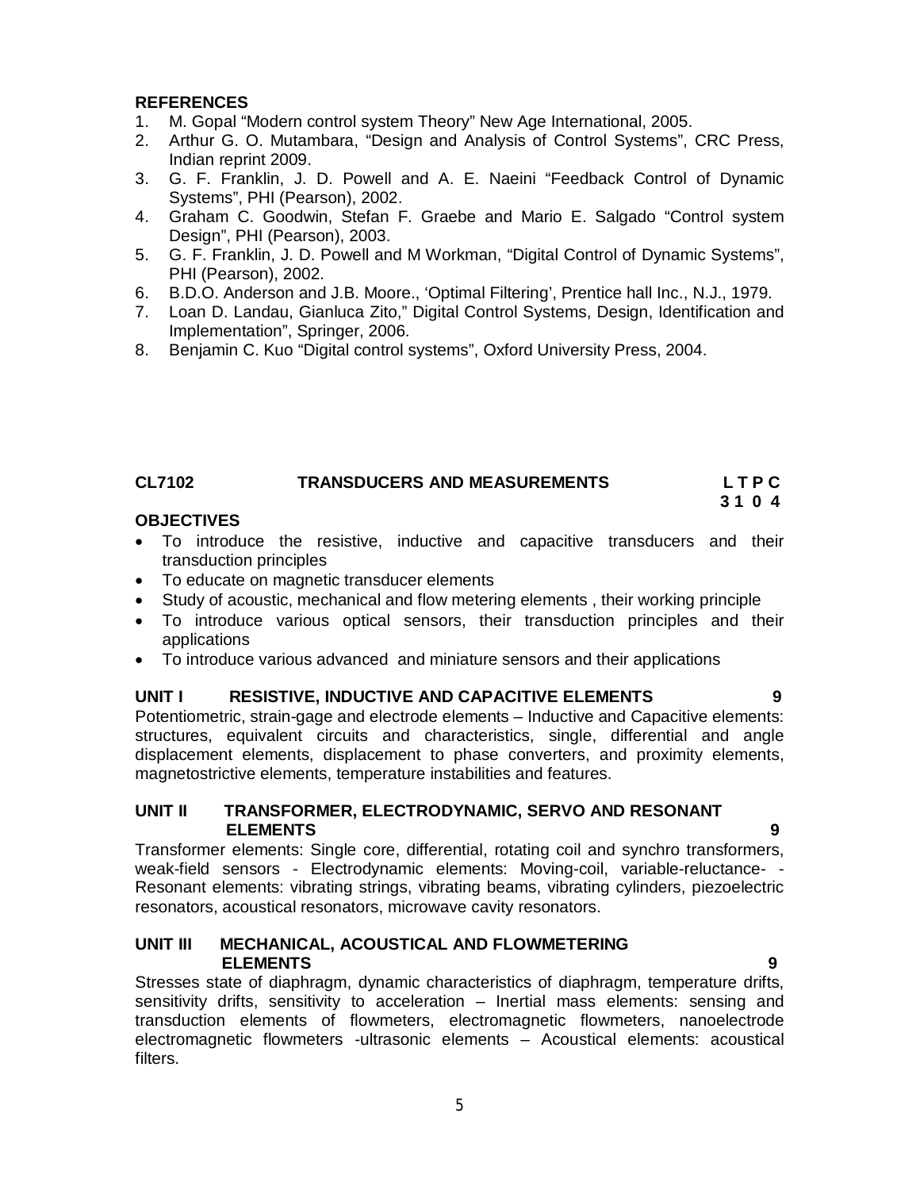**REFERENCES**

1. M. Gopal "Modern control system Theory" New Age International, 2005.
2. Arthur G. O. Mutambara, "Design and Analysis of Control Systems", CRC Press, Indian reprint 2009.
3. G. F. Franklin, J. D. Powell and A. E. Naeini "Feedback Control of Dynamic Systems", PHI (Pearson), 2002.
4. Graham C. Goodwin, Stefan F. Graebe and Mario E. Salgado "Control system Design", PHI (Pearson), 2003.
5. G. F. Franklin, J. D. Powell and M Workman, "Digital Control of Dynamic Systems", PHI (Pearson), 2002.
6. B.D.O. Anderson and J.B. Moore., 'Optimal Filtering', Prentice hall Inc., N.J., 1979.
7. Loan D. Landau, Gianluca Zito," Digital Control Systems, Design, Identification and Implementation", Springer, 2006.
8. Benjamin C. Kuo "Digital control systems", Oxford University Press, 2004.

## CL7102 TRANSDUCERS AND MEASUREMENTS

**L T P C**
**3 1 0 4**

**OBJECTIVES**

- To introduce the resistive, inductive and capacitive transducers and their transduction principles
- To educate on magnetic transducer elements
- Study of acoustic, mechanical and flow metering elements , their working principle
- To introduce various optical sensors, their transduction principles and their applications
- To introduce various advanced and miniature sensors and their applications

**UNIT I RESISTIVE, INDUCTIVE AND CAPACITIVE ELEMENTS 9**

Potentiometric, strain-gage and electrode elements – Inductive and Capacitive elements: structures, equivalent circuits and characteristics, single, differential and angle displacement elements, displacement to phase converters, and proximity elements, magnetostrictive elements, temperature instabilities and features.

**UNIT II TRANSFORMER, ELECTRODYNAMIC, SERVO AND RESONANT ELEMENTS 9**

Transformer elements: Single core, differential, rotating coil and synchro transformers, weak-field sensors - Electrodynamic elements: Moving-coil, variable-reluctance- - Resonant elements: vibrating strings, vibrating beams, vibrating cylinders, piezoelectric resonators, acoustical resonators, microwave cavity resonators.

**UNIT III MECHANICAL, ACOUSTICAL AND FLOWMETERING ELEMENTS 9**

Stresses state of diaphragm, dynamic characteristics of diaphragm, temperature drifts, sensitivity drifts, sensitivity to acceleration – Inertial mass elements: sensing and transduction elements of flowmeters, electromagnetic flowmeters, nanoelectrode electromagnetic flowmeters -ultrasonic elements – Acoustical elements: acoustical filters.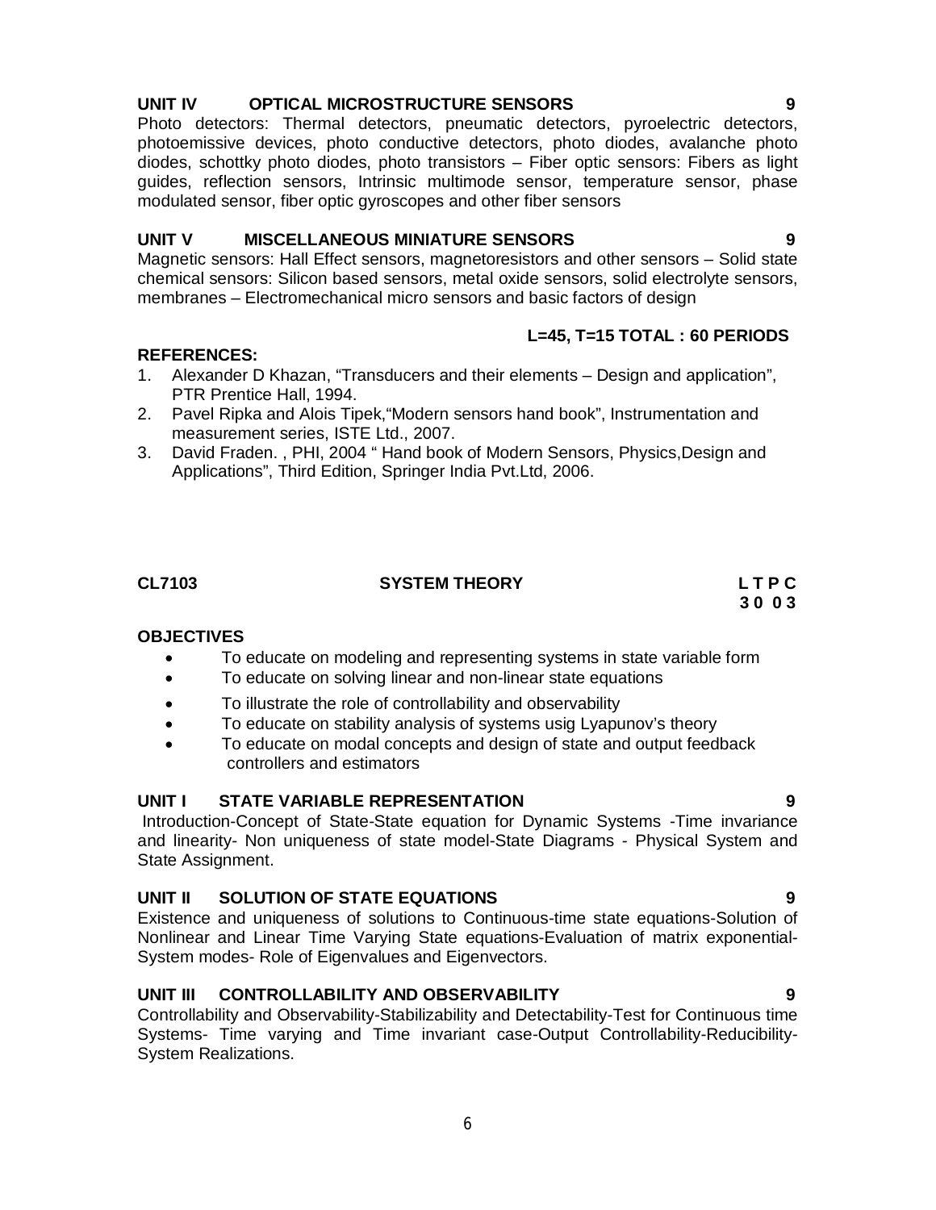**UNIT IV OPTICAL MICROSTRUCTURE SENSORS 9**

Photo detectors: Thermal detectors, pneumatic detectors, pyroelectric detectors, photoemissive devices, photo conductive detectors, photo diodes, avalanche photo diodes, schottky photo diodes, photo transistors – Fiber optic sensors: Fibers as light guides, reflection sensors, Intrinsic multimode sensor, temperature sensor, phase modulated sensor, fiber optic gyroscopes and other fiber sensors

**UNIT V MISCELLANEOUS MINIATURE SENSORS 9**

Magnetic sensors: Hall Effect sensors, magnetoresistors and other sensors – Solid state chemical sensors: Silicon based sensors, metal oxide sensors, solid electrolyte sensors, membranes – Electromechanical micro sensors and basic factors of design

**L=45, T=15 TOTAL : 60 PERIODS**

**REFERENCES:**

1. Alexander D Khazan, "Transducers and their elements – Design and application", PTR Prentice Hall, 1994.
2. Pavel Ripka and Alois Tipek,"Modern sensors hand book", Instrumentation and measurement series, ISTE Ltd., 2007.
3. David Fraden. , PHI, 2004 " Hand book of Modern Sensors, Physics,Design and Applications", Third Edition, Springer India Pvt.Ltd, 2006.

**CL7103 SYSTEM THEORY L T P C**
**3 0 0 3**

**OBJECTIVES**

- To educate on modeling and representing systems in state variable form
- To educate on solving linear and non-linear state equations
- To illustrate the role of controllability and observability
- To educate on stability analysis of systems usig Lyapunov's theory
- To educate on modal concepts and design of state and output feedback controllers and estimators

**UNIT I STATE VARIABLE REPRESENTATION 9**

Introduction-Concept of State-State equation for Dynamic Systems -Time invariance and linearity- Non uniqueness of state model-State Diagrams - Physical System and State Assignment.

**UNIT II SOLUTION OF STATE EQUATIONS 9**

Existence and uniqueness of solutions to Continuous-time state equations-Solution of Nonlinear and Linear Time Varying State equations-Evaluation of matrix exponential-System modes- Role of Eigenvalues and Eigenvectors.

**UNIT III CONTROLLABILITY AND OBSERVABILITY 9**

Controllability and Observability-Stabilizability and Detectability-Test for Continuous time Systems- Time varying and Time invariant case-Output Controllability-Reducibility-System Realizations.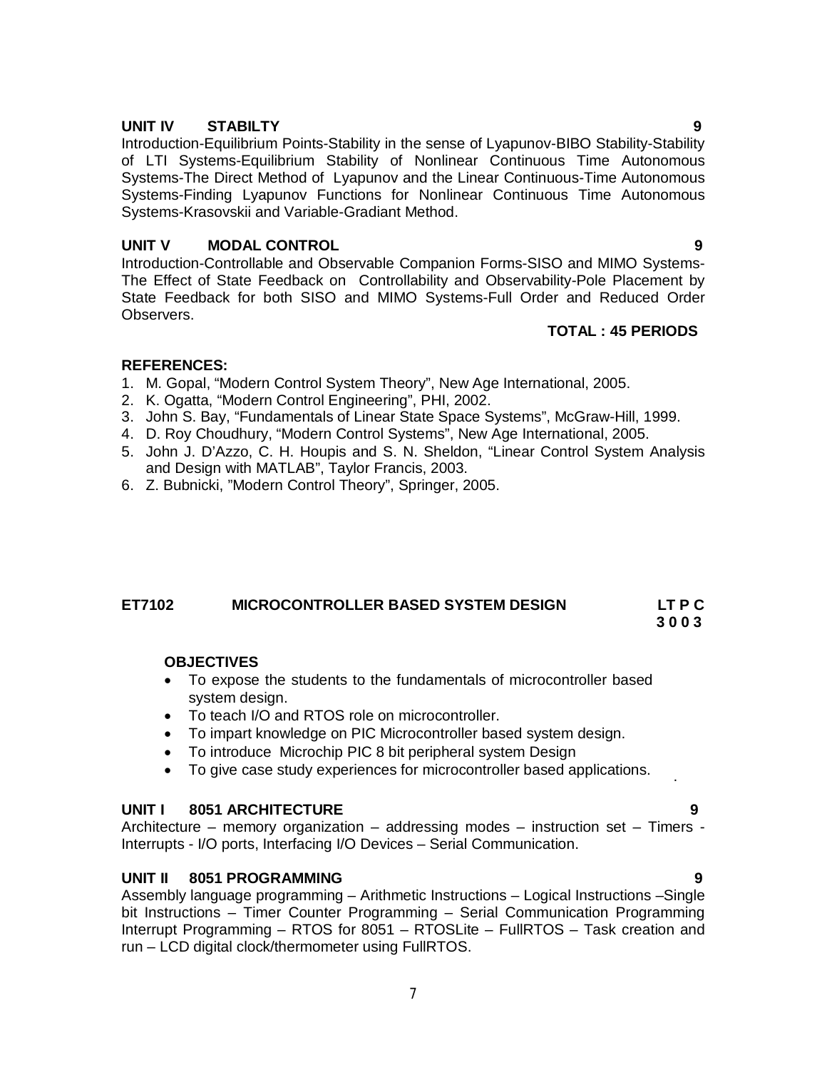**UNIT IV STABILTY 9**

Introduction-Equilibrium Points-Stability in the sense of Lyapunov-BIBO Stability-Stability of LTI Systems-Equilibrium Stability of Nonlinear Continuous Time Autonomous Systems-The Direct Method of Lyapunov and the Linear Continuous-Time Autonomous Systems-Finding Lyapunov Functions for Nonlinear Continuous Time Autonomous Systems-Krasovskii and Variable-Gradiant Method.

**UNIT V MODAL CONTROL 9**

Introduction-Controllable and Observable Companion Forms-SISO and MIMO Systems-The Effect of State Feedback on Controllability and Observability-Pole Placement by State Feedback for both SISO and MIMO Systems-Full Order and Reduced Order Observers.

**TOTAL : 45 PERIODS**

**REFERENCES:**

1. M. Gopal, "Modern Control System Theory", New Age International, 2005.
2. K. Ogatta, "Modern Control Engineering", PHI, 2002.
3. John S. Bay, "Fundamentals of Linear State Space Systems", McGraw-Hill, 1999.
4. D. Roy Choudhury, "Modern Control Systems", New Age International, 2005.
5. John J. D'Azzo, C. H. Houpis and S. N. Sheldon, "Linear Control System Analysis and Design with MATLAB", Taylor Francis, 2003.
6. Z. Bubnicki, "Modern Control Theory", Springer, 2005.

## ET7102 MICROCONTROLLER BASED SYSTEM DESIGN — LT P C 3 0 0 3

**OBJECTIVES**

- To expose the students to the fundamentals of microcontroller based system design.
- To teach I/O and RTOS role on microcontroller.
- To impart knowledge on PIC Microcontroller based system design.
- To introduce Microchip PIC 8 bit peripheral system Design
- To give case study experiences for microcontroller based applications.

**UNIT I 8051 ARCHITECTURE 9**

Architecture – memory organization – addressing modes – instruction set – Timers - Interrupts - I/O ports, Interfacing I/O Devices – Serial Communication.

**UNIT II 8051 PROGRAMMING 9**

Assembly language programming – Arithmetic Instructions – Logical Instructions –Single bit Instructions – Timer Counter Programming – Serial Communication Programming Interrupt Programming – RTOS for 8051 – RTOSLite – FullRTOS – Task creation and run – LCD digital clock/thermometer using FullRTOS.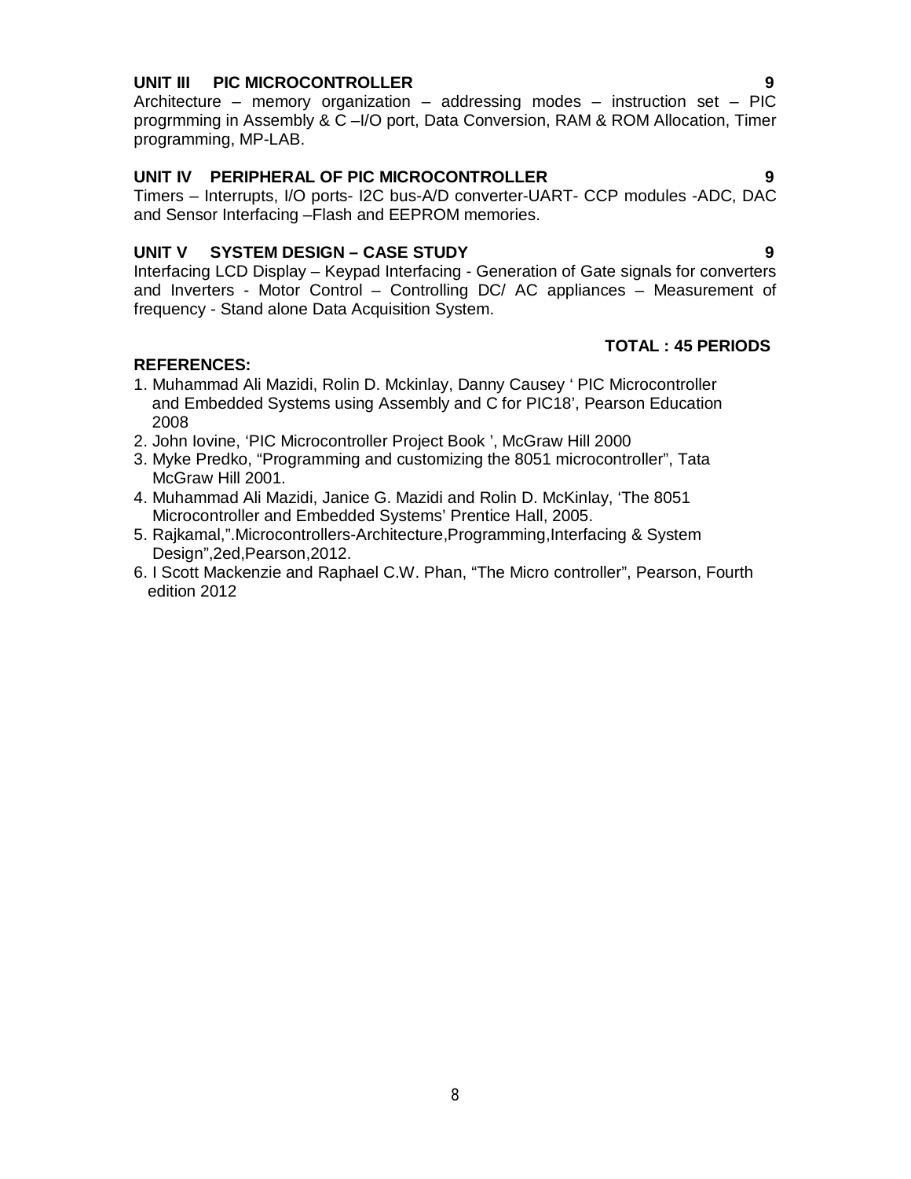**UNIT III PIC MICROCONTROLLER** **9**

Architecture – memory organization – addressing modes – instruction set – PIC progrmming in Assembly & C –I/O port, Data Conversion, RAM & ROM Allocation, Timer programming, MP-LAB.

**UNIT IV PERIPHERAL OF PIC MICROCONTROLLER** **9**

Timers – Interrupts, I/O ports- I2C bus-A/D converter-UART- CCP modules -ADC, DAC and Sensor Interfacing –Flash and EEPROM memories.

**UNIT V SYSTEM DESIGN – CASE STUDY** **9**

Interfacing LCD Display – Keypad Interfacing - Generation of Gate signals for converters and Inverters - Motor Control – Controlling DC/ AC appliances – Measurement of frequency - Stand alone Data Acquisition System.

**TOTAL : 45 PERIODS**

**REFERENCES:**

1. Muhammad Ali Mazidi, Rolin D. Mckinlay, Danny Causey ' PIC Microcontroller and Embedded Systems using Assembly and C for PIC18', Pearson Education 2008
2. John Iovine, 'PIC Microcontroller Project Book ', McGraw Hill 2000
3. Myke Predko, "Programming and customizing the 8051 microcontroller", Tata McGraw Hill 2001.
4. Muhammad Ali Mazidi, Janice G. Mazidi and Rolin D. McKinlay, 'The 8051 Microcontroller and Embedded Systems' Prentice Hall, 2005.
5. Rajkamal,".Microcontrollers-Architecture,Programming,Interfacing & System Design",2ed,Pearson,2012.
6. I Scott Mackenzie and Raphael C.W. Phan, "The Micro controller", Pearson, Fourth edition 2012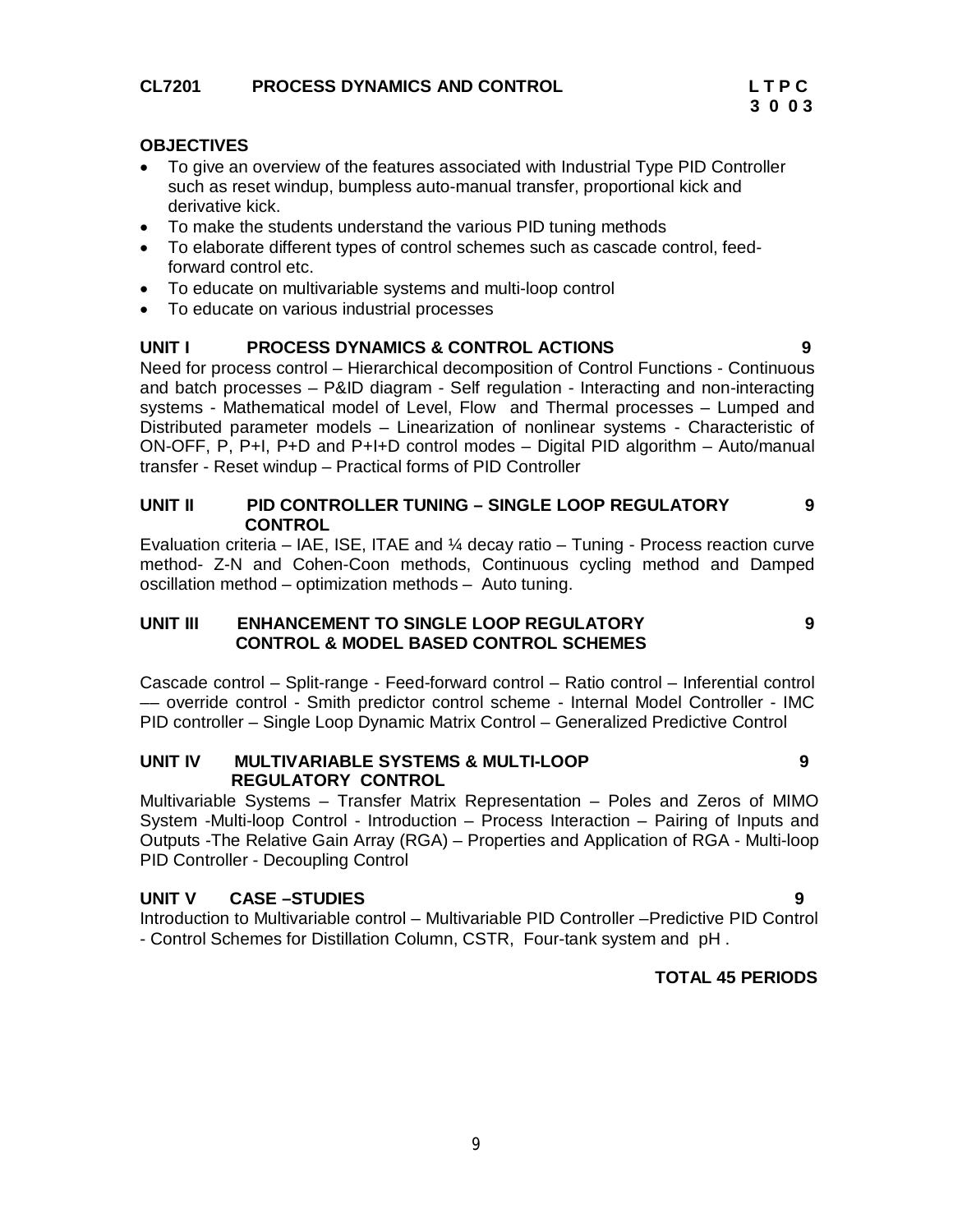**CL7201 PROCESS DYNAMICS AND CONTROL**

| L | T | P | C |
|---|---|---|---|
| 3 | 0 | 0 | 3 |

**OBJECTIVES**

- To give an overview of the features associated with Industrial Type PID Controller such as reset windup, bumpless auto-manual transfer, proportional kick and derivative kick.
- To make the students understand the various PID tuning methods
- To elaborate different types of control schemes such as cascade control, feed-forward control etc.
- To educate on multivariable systems and multi-loop control
- To educate on various industrial processes

**UNIT I PROCESS DYNAMICS & CONTROL ACTIONS 9**

Need for process control – Hierarchical decomposition of Control Functions - Continuous and batch processes – P&ID diagram - Self regulation - Interacting and non-interacting systems - Mathematical model of Level, Flow and Thermal processes – Lumped and Distributed parameter models – Linearization of nonlinear systems - Characteristic of ON-OFF, P, P+I, P+D and P+I+D control modes – Digital PID algorithm – Auto/manual transfer - Reset windup – Practical forms of PID Controller

**UNIT II PID CONTROLLER TUNING – SINGLE LOOP REGULATORY CONTROL 9**

Evaluation criteria – IAE, ISE, ITAE and ¼ decay ratio – Tuning - Process reaction curve method- Z-N and Cohen-Coon methods, Continuous cycling method and Damped oscillation method – optimization methods – Auto tuning.

**UNIT III ENHANCEMENT TO SINGLE LOOP REGULATORY CONTROL & MODEL BASED CONTROL SCHEMES 9**

Cascade control – Split-range - Feed-forward control – Ratio control – Inferential control –– override control - Smith predictor control scheme - Internal Model Controller - IMC PID controller – Single Loop Dynamic Matrix Control – Generalized Predictive Control

**UNIT IV MULTIVARIABLE SYSTEMS & MULTI-LOOP REGULATORY CONTROL 9**

Multivariable Systems – Transfer Matrix Representation – Poles and Zeros of MIMO System -Multi-loop Control - Introduction – Process Interaction – Pairing of Inputs and Outputs -The Relative Gain Array (RGA) – Properties and Application of RGA - Multi-loop PID Controller - Decoupling Control

**UNIT V CASE –STUDIES 9**

Introduction to Multivariable control – Multivariable PID Controller –Predictive PID Control - Control Schemes for Distillation Column, CSTR, Four-tank system and pH .

**TOTAL 45 PERIODS**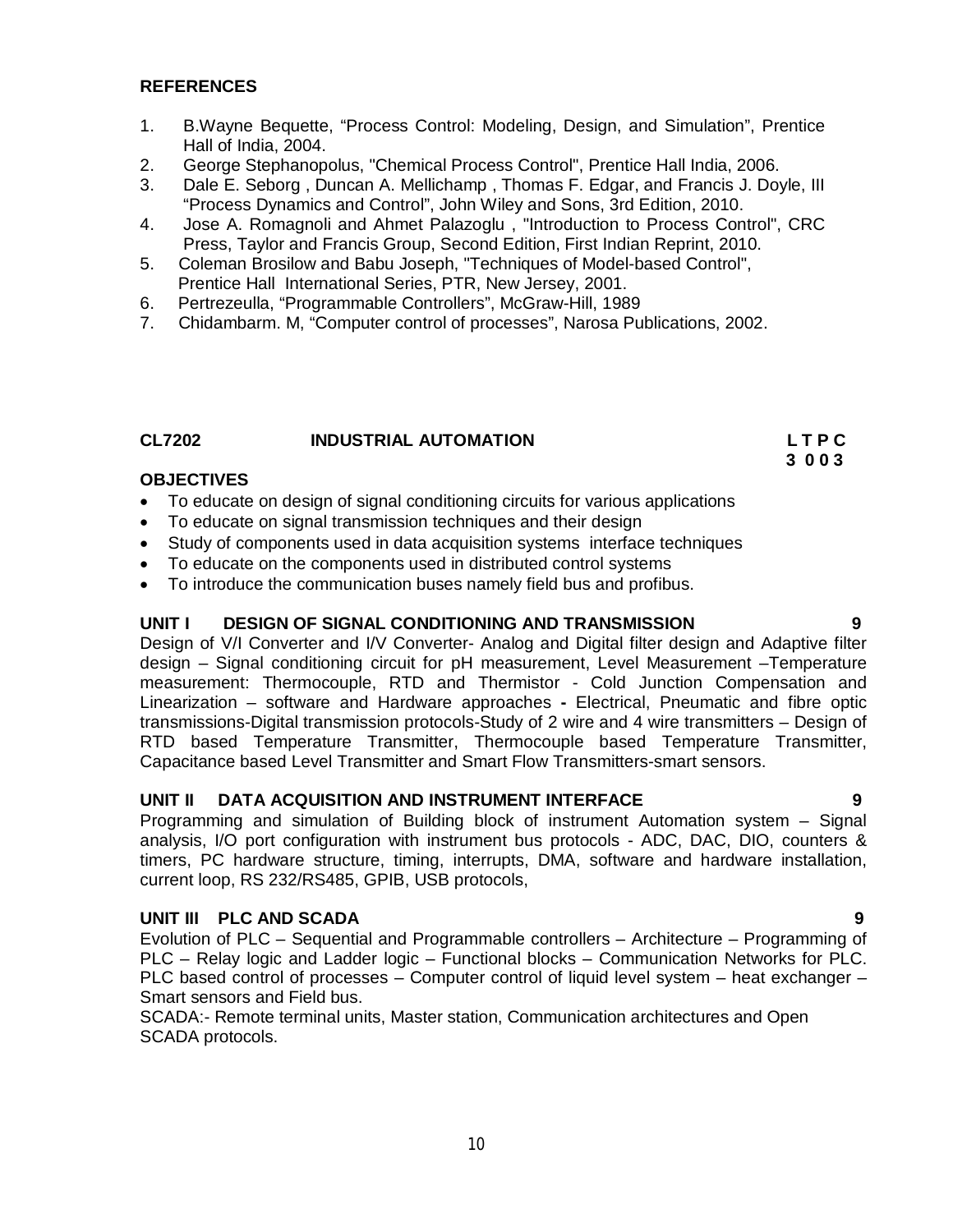**REFERENCES**

1. B.Wayne Bequette, “Process Control: Modeling, Design, and Simulation”, Prentice Hall of India, 2004.
2. George Stephanopolus, "Chemical Process Control", Prentice Hall India, 2006.
3. Dale E. Seborg , Duncan A. Mellichamp , Thomas F. Edgar, and Francis J. Doyle, III “Process Dynamics and Control”, John Wiley and Sons, 3rd Edition, 2010.
4. Jose A. Romagnoli and Ahmet Palazoglu , "Introduction to Process Control", CRC Press, Taylor and Francis Group, Second Edition, First Indian Reprint, 2010.
5. Coleman Brosilow and Babu Joseph, "Techniques of Model-based Control", Prentice Hall International Series, PTR, New Jersey, 2001.
6. Pertrezeulla, “Programmable Controllers”, McGraw-Hill, 1989
7. Chidambarm. M, “Computer control of processes”, Narosa Publications, 2002.

**CL7202 INDUSTRIAL AUTOMATION** **L T P C**
**3 0 0 3**

**OBJECTIVES**

- To educate on design of signal conditioning circuits for various applications
- To educate on signal transmission techniques and their design
- Study of components used in data acquisition systems interface techniques
- To educate on the components used in distributed control systems
- To introduce the communication buses namely field bus and profibus.

**UNIT I DESIGN OF SIGNAL CONDITIONING AND TRANSMISSION 9**

Design of V/I Converter and I/V Converter- Analog and Digital filter design and Adaptive filter design – Signal conditioning circuit for pH measurement, Level Measurement –Temperature measurement: Thermocouple, RTD and Thermistor - Cold Junction Compensation and Linearization – software and Hardware approaches **-** Electrical, Pneumatic and fibre optic transmissions-Digital transmission protocols-Study of 2 wire and 4 wire transmitters – Design of RTD based Temperature Transmitter, Thermocouple based Temperature Transmitter, Capacitance based Level Transmitter and Smart Flow Transmitters-smart sensors.

**UNIT II DATA ACQUISITION AND INSTRUMENT INTERFACE 9**

Programming and simulation of Building block of instrument Automation system – Signal analysis, I/O port configuration with instrument bus protocols - ADC, DAC, DIO, counters & timers, PC hardware structure, timing, interrupts, DMA, software and hardware installation, current loop, RS 232/RS485, GPIB, USB protocols,

**UNIT III PLC AND SCADA 9**

Evolution of PLC – Sequential and Programmable controllers – Architecture – Programming of PLC – Relay logic and Ladder logic – Functional blocks – Communication Networks for PLC. PLC based control of processes – Computer control of liquid level system – heat exchanger – Smart sensors and Field bus.

SCADA:- Remote terminal units, Master station, Communication architectures and Open SCADA protocols.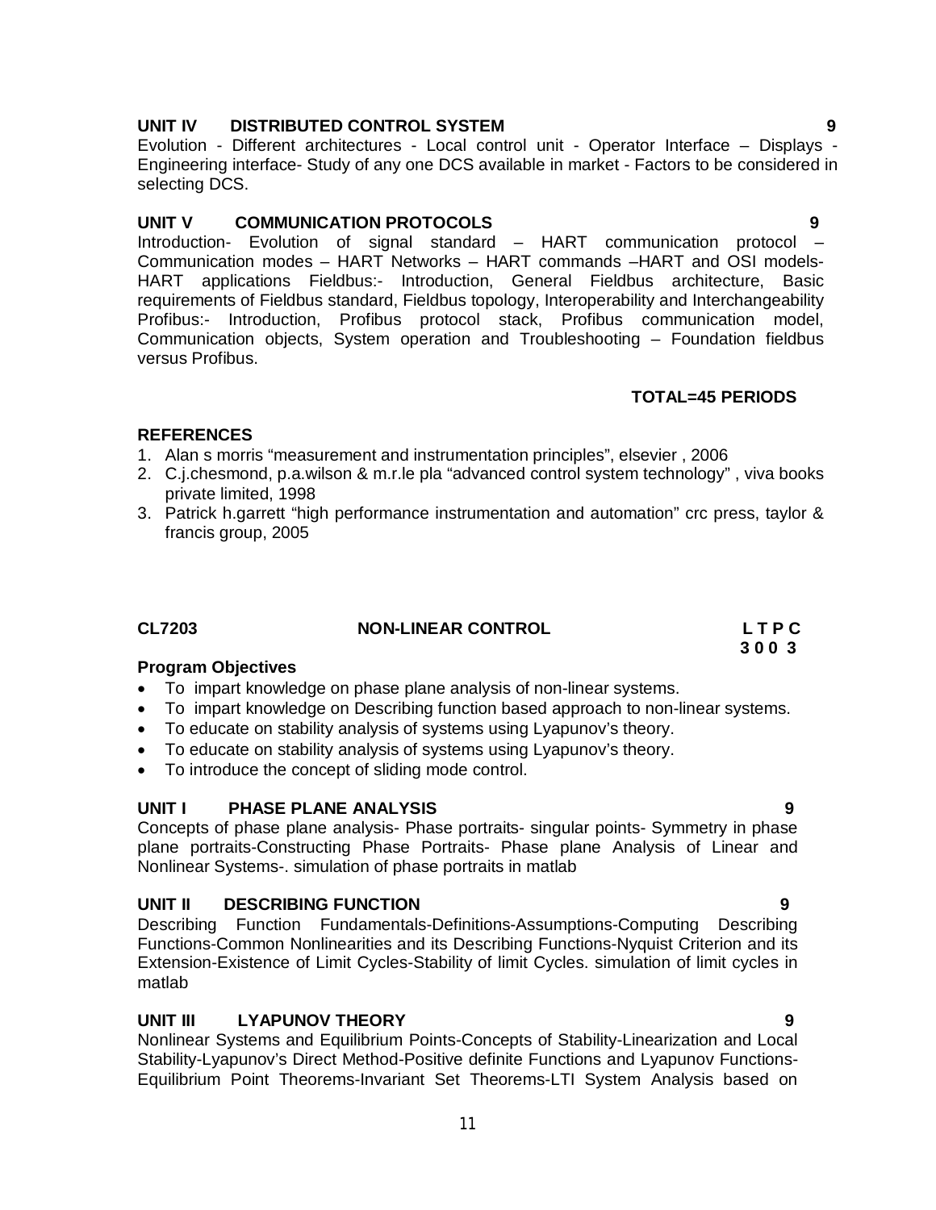**UNIT IV DISTRIBUTED CONTROL SYSTEM 9**

Evolution - Different architectures - Local control unit - Operator Interface – Displays - Engineering interface- Study of any one DCS available in market - Factors to be considered in selecting DCS.

**UNIT V COMMUNICATION PROTOCOLS 9**

Introduction- Evolution of signal standard – HART communication protocol – Communication modes – HART Networks – HART commands –HART and OSI models- HART applications Fieldbus:- Introduction, General Fieldbus architecture, Basic requirements of Fieldbus standard, Fieldbus topology, Interoperability and Interchangeability Profibus:- Introduction, Profibus protocol stack, Profibus communication model, Communication objects, System operation and Troubleshooting – Foundation fieldbus versus Profibus.

**TOTAL=45 PERIODS**

**REFERENCES**

1. Alan s morris “measurement and instrumentation principles”, elsevier , 2006
2. C.j.chesmond, p.a.wilson & m.r.le pla “advanced control system technology” , viva books private limited, 1998
3. Patrick h.garrett “high performance instrumentation and automation” crc press, taylor & francis group, 2005

**CL7203 NON-LINEAR CONTROL L T P C**
**3 0 0 3**

**Program Objectives**

- To impart knowledge on phase plane analysis of non-linear systems.
- To impart knowledge on Describing function based approach to non-linear systems.
- To educate on stability analysis of systems using Lyapunov’s theory.
- To educate on stability analysis of systems using Lyapunov’s theory.
- To introduce the concept of sliding mode control.

**UNIT I PHASE PLANE ANALYSIS 9**

Concepts of phase plane analysis- Phase portraits- singular points- Symmetry in phase plane portraits-Constructing Phase Portraits- Phase plane Analysis of Linear and Nonlinear Systems-. simulation of phase portraits in matlab

**UNIT II DESCRIBING FUNCTION 9**

Describing Function Fundamentals-Definitions-Assumptions-Computing Describing Functions-Common Nonlinearities and its Describing Functions-Nyquist Criterion and its Extension-Existence of Limit Cycles-Stability of limit Cycles. simulation of limit cycles in matlab

**UNIT III LYAPUNOV THEORY 9**

Nonlinear Systems and Equilibrium Points-Concepts of Stability-Linearization and Local Stability-Lyapunov’s Direct Method-Positive definite Functions and Lyapunov Functions-Equilibrium Point Theorems-Invariant Set Theorems-LTI System Analysis based on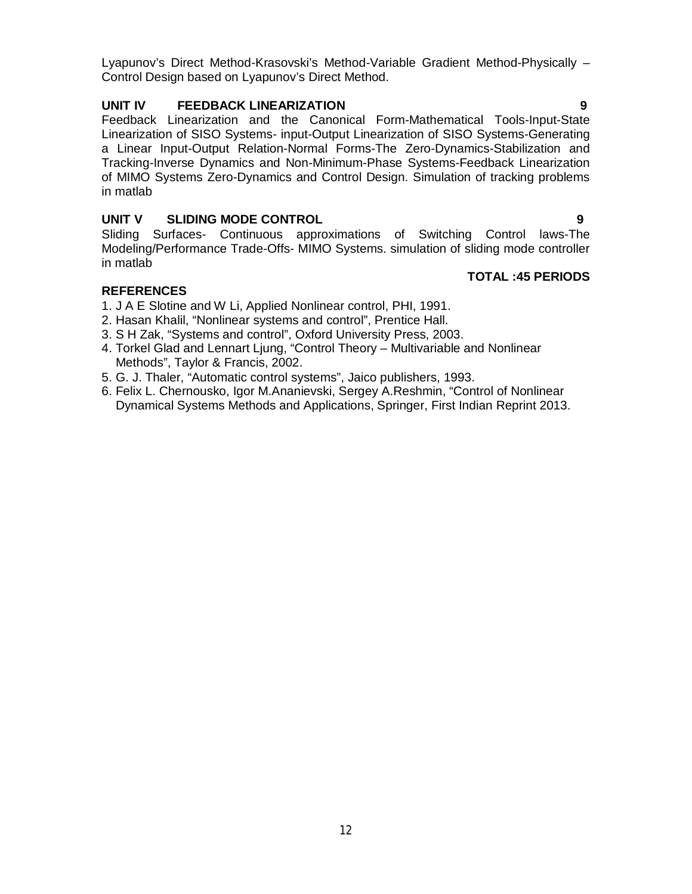Lyapunov's Direct Method-Krasovski's Method-Variable Gradient Method-Physically – Control Design based on Lyapunov's Direct Method.

**UNIT IV FEEDBACK LINEARIZATION 9**

Feedback Linearization and the Canonical Form-Mathematical Tools-Input-State Linearization of SISO Systems- input-Output Linearization of SISO Systems-Generating a Linear Input-Output Relation-Normal Forms-The Zero-Dynamics-Stabilization and Tracking-Inverse Dynamics and Non-Minimum-Phase Systems-Feedback Linearization of MIMO Systems Zero-Dynamics and Control Design. Simulation of tracking problems in matlab

**UNIT V SLIDING MODE CONTROL 9**

Sliding Surfaces- Continuous approximations of Switching Control laws-The Modeling/Performance Trade-Offs- MIMO Systems. simulation of sliding mode controller in matlab

**TOTAL :45 PERIODS**

**REFERENCES**

1. J A E Slotine and W Li, Applied Nonlinear control, PHI, 1991.
2. Hasan Khalil, "Nonlinear systems and control", Prentice Hall.
3. S H Zak, "Systems and control", Oxford University Press, 2003.
4. Torkel Glad and Lennart Ljung, "Control Theory – Multivariable and Nonlinear Methods", Taylor & Francis, 2002.
5. G. J. Thaler, "Automatic control systems", Jaico publishers, 1993.
6. Felix L. Chernousko, Igor M.Ananievski, Sergey A.Reshmin, "Control of Nonlinear Dynamical Systems Methods and Applications, Springer, First Indian Reprint 2013.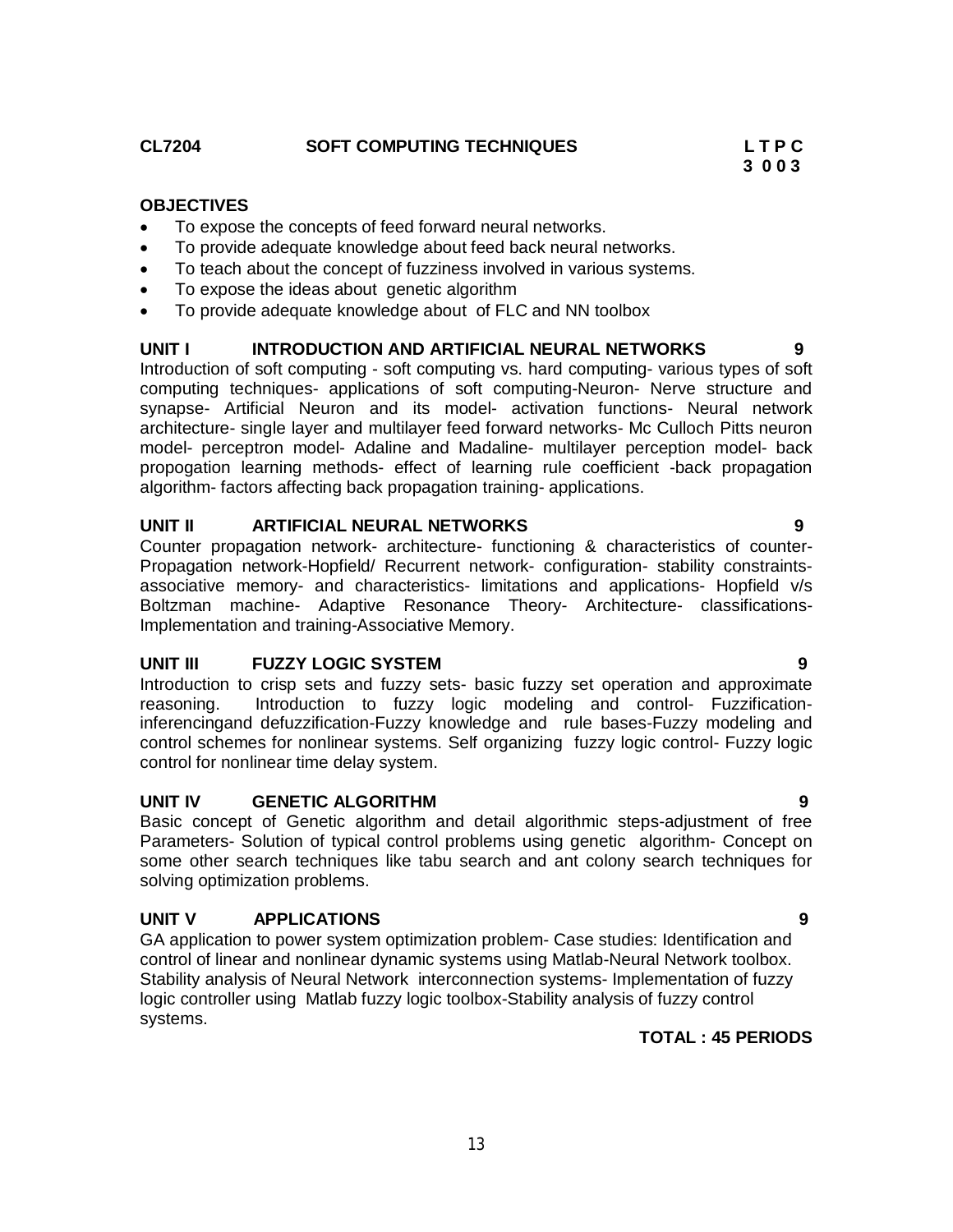**CL7204 SOFT COMPUTING TECHNIQUES**

**L T P C**
**3 0 0 3**

**OBJECTIVES**

- To expose the concepts of feed forward neural networks.
- To provide adequate knowledge about feed back neural networks.
- To teach about the concept of fuzziness involved in various systems.
- To expose the ideas about genetic algorithm
- To provide adequate knowledge about of FLC and NN toolbox

**UNIT I INTRODUCTION AND ARTIFICIAL NEURAL NETWORKS 9**

Introduction of soft computing - soft computing vs. hard computing- various types of soft computing techniques- applications of soft computing-Neuron- Nerve structure and synapse- Artificial Neuron and its model- activation functions- Neural network architecture- single layer and multilayer feed forward networks- Mc Culloch Pitts neuron model- perceptron model- Adaline and Madaline- multilayer perception model- back propogation learning methods- effect of learning rule coefficient -back propagation algorithm- factors affecting back propagation training- applications.

**UNIT II ARTIFICIAL NEURAL NETWORKS 9**

Counter propagation network- architecture- functioning & characteristics of counter-Propagation network-Hopfield/ Recurrent network- configuration- stability constraints-associative memory- and characteristics- limitations and applications- Hopfield v/s Boltzman machine- Adaptive Resonance Theory- Architecture- classifications-Implementation and training-Associative Memory.

**UNIT III FUZZY LOGIC SYSTEM 9**

Introduction to crisp sets and fuzzy sets- basic fuzzy set operation and approximate reasoning. Introduction to fuzzy logic modeling and control- Fuzzification-inferencingand defuzzification-Fuzzy knowledge and rule bases-Fuzzy modeling and control schemes for nonlinear systems. Self organizing fuzzy logic control- Fuzzy logic control for nonlinear time delay system.

**UNIT IV GENETIC ALGORITHM 9**

Basic concept of Genetic algorithm and detail algorithmic steps-adjustment of free Parameters- Solution of typical control problems using genetic algorithm- Concept on some other search techniques like tabu search and ant colony search techniques for solving optimization problems.

**UNIT V APPLICATIONS 9**

GA application to power system optimization problem- Case studies: Identification and control of linear and nonlinear dynamic systems using Matlab-Neural Network toolbox. Stability analysis of Neural Network interconnection systems- Implementation of fuzzy logic controller using Matlab fuzzy logic toolbox-Stability analysis of fuzzy control systems.

**TOTAL : 45 PERIODS**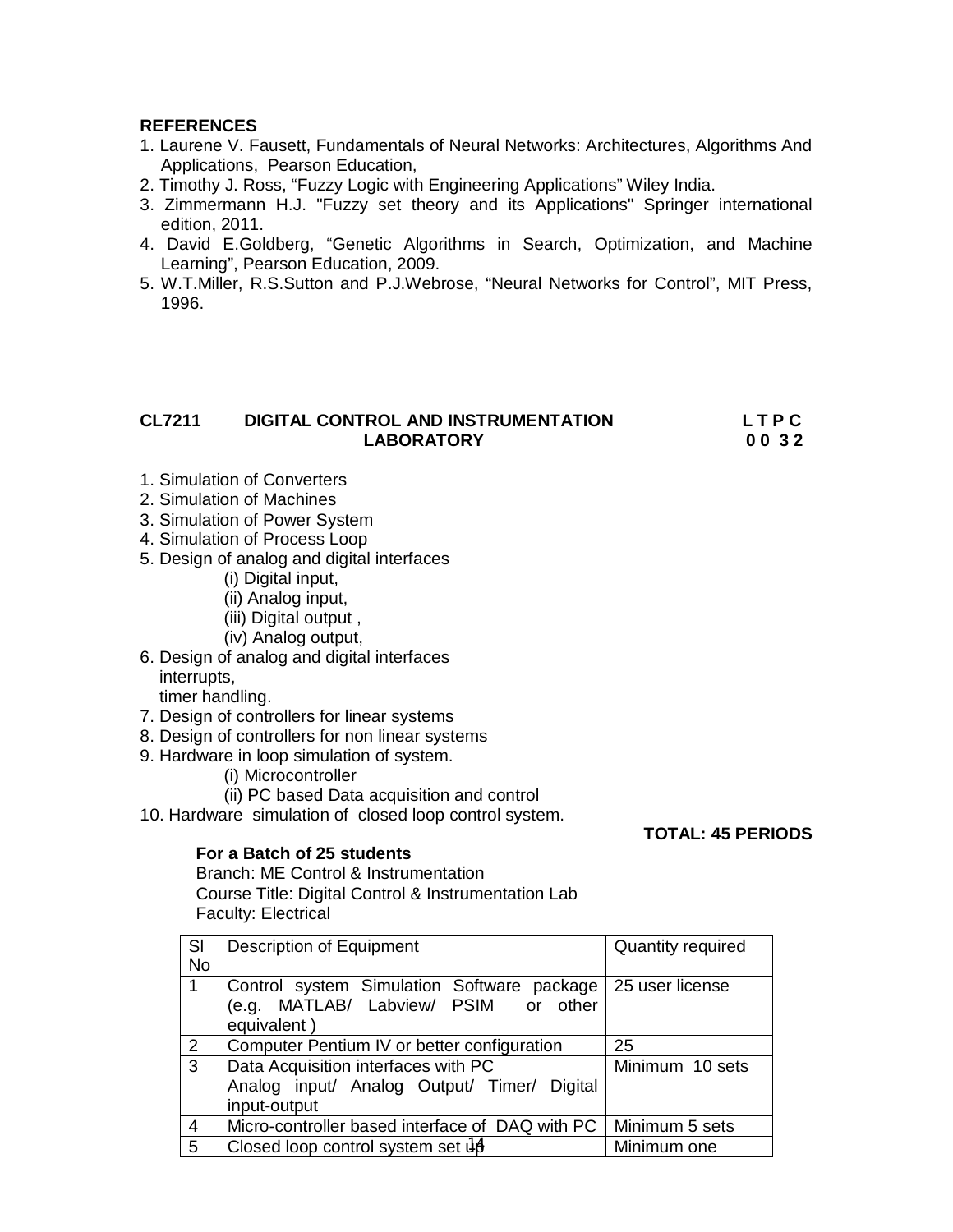**REFERENCES**

1. Laurene V. Fausett, Fundamentals of Neural Networks: Architectures, Algorithms And Applications, Pearson Education,
2. Timothy J. Ross, "Fuzzy Logic with Engineering Applications" Wiley India.
3. Zimmermann H.J. "Fuzzy set theory and its Applications" Springer international edition, 2011.
4. David E.Goldberg, "Genetic Algorithms in Search, Optimization, and Machine Learning", Pearson Education, 2009.
5. W.T.Miller, R.S.Sutton and P.J.Webrose, "Neural Networks for Control", MIT Press, 1996.

## CL7211 DIGITAL CONTROL AND INSTRUMENTATION LABORATORY

**L T P C**
**0 0 3 2**

1. Simulation of Converters
2. Simulation of Machines
3. Simulation of Power System
4. Simulation of Process Loop
5. Design of analog and digital interfaces
   - (i) Digital input,
   - (ii) Analog input,
   - (iii) Digital output ,
   - (iv) Analog output,
6. Design of analog and digital interfaces
   interrupts,
   timer handling.
7. Design of controllers for linear systems
8. Design of controllers for non linear systems
9. Hardware in loop simulation of system.
   - (i) Microcontroller
   - (ii) PC based Data acquisition and control
10. Hardware simulation of closed loop control system.

**TOTAL: 45 PERIODS**

**For a Batch of 25 students**
Branch: ME Control & Instrumentation
Course Title: Digital Control & Instrumentation Lab
Faculty: Electrical

| Sl No | Description of Equipment | Quantity required |
|---|---|---|
| 1 | Control system Simulation Software package (e.g. MATLAB/ Labview/ PSIM or other equivalent ) | 25 user license |
| 2 | Computer Pentium IV or better configuration | 25 |
| 3 | Data Acquisition interfaces with PC Analog input/ Analog Output/ Timer/ Digital input-output | Minimum 10 sets |
| 4 | Micro-controller based interface of DAQ with PC | Minimum 5 sets |
| 5 | Closed loop control system set up | Minimum one |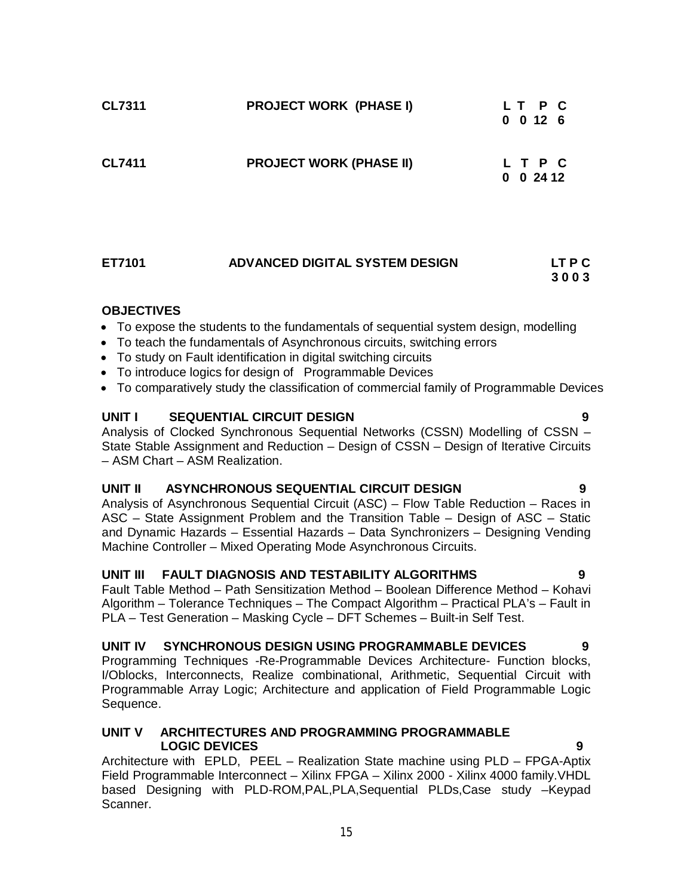| CL7311 | PROJECT WORK (PHASE I) | L T P C |
|---|---|---|
| | | 0 0 12 6 |

| CL7411 | PROJECT WORK (PHASE II) | L T P C |
|---|---|---|
| | | 0 0 24 12 |

| ET7101 | ADVANCED DIGITAL SYSTEM DESIGN | LT P C |
|---|---|---|
| | | 3 0 0 3 |

**OBJECTIVES**

- To expose the students to the fundamentals of sequential system design, modelling
- To teach the fundamentals of Asynchronous circuits, switching errors
- To study on Fault identification in digital switching circuits
- To introduce logics for design of Programmable Devices
- To comparatively study the classification of commercial family of Programmable Devices

**UNIT I SEQUENTIAL CIRCUIT DESIGN 9**

Analysis of Clocked Synchronous Sequential Networks (CSSN) Modelling of CSSN – State Stable Assignment and Reduction – Design of CSSN – Design of Iterative Circuits – ASM Chart – ASM Realization.

**UNIT II ASYNCHRONOUS SEQUENTIAL CIRCUIT DESIGN 9**

Analysis of Asynchronous Sequential Circuit (ASC) – Flow Table Reduction – Races in ASC – State Assignment Problem and the Transition Table – Design of ASC – Static and Dynamic Hazards – Essential Hazards – Data Synchronizers – Designing Vending Machine Controller – Mixed Operating Mode Asynchronous Circuits.

**UNIT III FAULT DIAGNOSIS AND TESTABILITY ALGORITHMS 9**

Fault Table Method – Path Sensitization Method – Boolean Difference Method – Kohavi Algorithm – Tolerance Techniques – The Compact Algorithm – Practical PLA's – Fault in PLA – Test Generation – Masking Cycle – DFT Schemes – Built-in Self Test.

**UNIT IV SYNCHRONOUS DESIGN USING PROGRAMMABLE DEVICES 9**

Programming Techniques -Re-Programmable Devices Architecture- Function blocks, I/Oblocks, Interconnects, Realize combinational, Arithmetic, Sequential Circuit with Programmable Array Logic; Architecture and application of Field Programmable Logic Sequence.

**UNIT V ARCHITECTURES AND PROGRAMMING PROGRAMMABLE LOGIC DEVICES 9**

Architecture with EPLD, PEEL – Realization State machine using PLD – FPGA-Aptix Field Programmable Interconnect – Xilinx FPGA – Xilinx 2000 - Xilinx 4000 family.VHDL based Designing with PLD-ROM,PAL,PLA,Sequential PLDs,Case study –Keypad Scanner.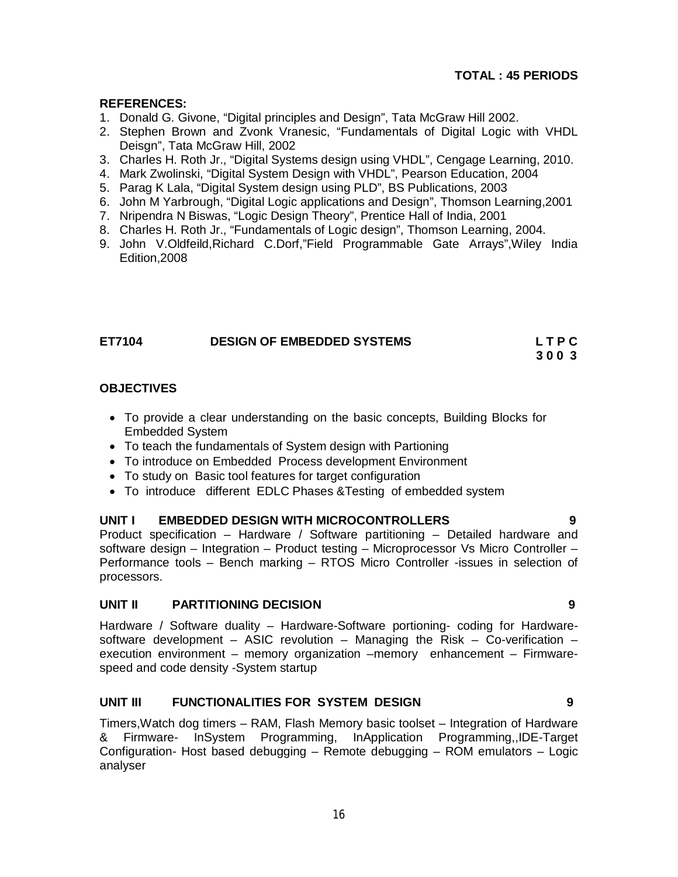**TOTAL : 45 PERIODS**

**REFERENCES:**

1. Donald G. Givone, "Digital principles and Design", Tata McGraw Hill 2002.
2. Stephen Brown and Zvonk Vranesic, "Fundamentals of Digital Logic with VHDL Deisgn", Tata McGraw Hill, 2002
3. Charles H. Roth Jr., "Digital Systems design using VHDL", Cengage Learning, 2010.
4. Mark Zwolinski, "Digital System Design with VHDL", Pearson Education, 2004
5. Parag K Lala, "Digital System design using PLD", BS Publications, 2003
6. John M Yarbrough, "Digital Logic applications and Design", Thomson Learning,2001
7. Nripendra N Biswas, "Logic Design Theory", Prentice Hall of India, 2001
8. Charles H. Roth Jr., "Fundamentals of Logic design", Thomson Learning, 2004.
9. John V.Oldfeild,Richard C.Dorf,"Field Programmable Gate Arrays",Wiley India Edition,2008

## ET7104 DESIGN OF EMBEDDED SYSTEMS

**L T P C**
**3 0 0 3**

**OBJECTIVES**

- To provide a clear understanding on the basic concepts, Building Blocks for Embedded System
- To teach the fundamentals of System design with Partioning
- To introduce on Embedded Process development Environment
- To study on Basic tool features for target configuration
- To introduce different EDLC Phases &Testing of embedded system

**UNIT I EMBEDDED DESIGN WITH MICROCONTROLLERS 9**

Product specification – Hardware / Software partitioning – Detailed hardware and software design – Integration – Product testing – Microprocessor Vs Micro Controller – Performance tools – Bench marking – RTOS Micro Controller -issues in selection of processors.

**UNIT II PARTITIONING DECISION 9**

Hardware / Software duality – Hardware-Software portioning- coding for Hardware-software development – ASIC revolution – Managing the Risk – Co-verification – execution environment – memory organization –memory enhancement – Firmware-speed and code density -System startup

**UNIT III FUNCTIONALITIES FOR SYSTEM DESIGN 9**

Timers,Watch dog timers – RAM, Flash Memory basic toolset – Integration of Hardware & Firmware- InSystem Programming, InApplication Programming,,IDE-Target Configuration- Host based debugging – Remote debugging – ROM emulators – Logic analyser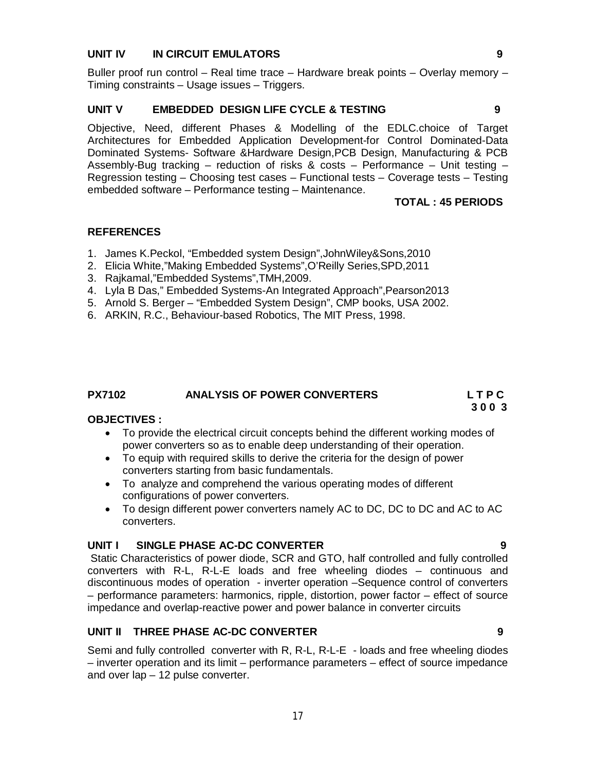**UNIT IV IN CIRCUIT EMULATORS 9**

Buller proof run control – Real time trace – Hardware break points – Overlay memory – Timing constraints – Usage issues – Triggers.

**UNIT V EMBEDDED DESIGN LIFE CYCLE & TESTING 9**

Objective, Need, different Phases & Modelling of the EDLC.choice of Target Architectures for Embedded Application Development-for Control Dominated-Data Dominated Systems- Software &Hardware Design,PCB Design, Manufacturing & PCB Assembly-Bug tracking – reduction of risks & costs – Performance – Unit testing – Regression testing – Choosing test cases – Functional tests – Coverage tests – Testing embedded software – Performance testing – Maintenance.

**TOTAL : 45 PERIODS**

**REFERENCES**

1. James K.Peckol, "Embedded system Design",JohnWiley&Sons,2010
2. Elicia White,"Making Embedded Systems",O'Reilly Series,SPD,2011
3. Rajkamal,"Embedded Systems",TMH,2009.
4. Lyla B Das," Embedded Systems-An Integrated Approach",Pearson2013
5. Arnold S. Berger – "Embedded System Design", CMP books, USA 2002.
6. ARKIN, R.C., Behaviour-based Robotics, The MIT Press, 1998.

**PX7102 ANALYSIS OF POWER CONVERTERS L T P C**
**3 0 0 3**

**OBJECTIVES :**

- To provide the electrical circuit concepts behind the different working modes of power converters so as to enable deep understanding of their operation.
- To equip with required skills to derive the criteria for the design of power converters starting from basic fundamentals.
- To analyze and comprehend the various operating modes of different configurations of power converters.
- To design different power converters namely AC to DC, DC to DC and AC to AC converters.

**UNIT I SINGLE PHASE AC-DC CONVERTER 9**

Static Characteristics of power diode, SCR and GTO, half controlled and fully controlled converters with R-L, R-L-E loads and free wheeling diodes – continuous and discontinuous modes of operation - inverter operation –Sequence control of converters – performance parameters: harmonics, ripple, distortion, power factor – effect of source impedance and overlap-reactive power and power balance in converter circuits

**UNIT II THREE PHASE AC-DC CONVERTER 9**

Semi and fully controlled converter with R, R-L, R-L-E - loads and free wheeling diodes – inverter operation and its limit – performance parameters – effect of source impedance and over lap – 12 pulse converter.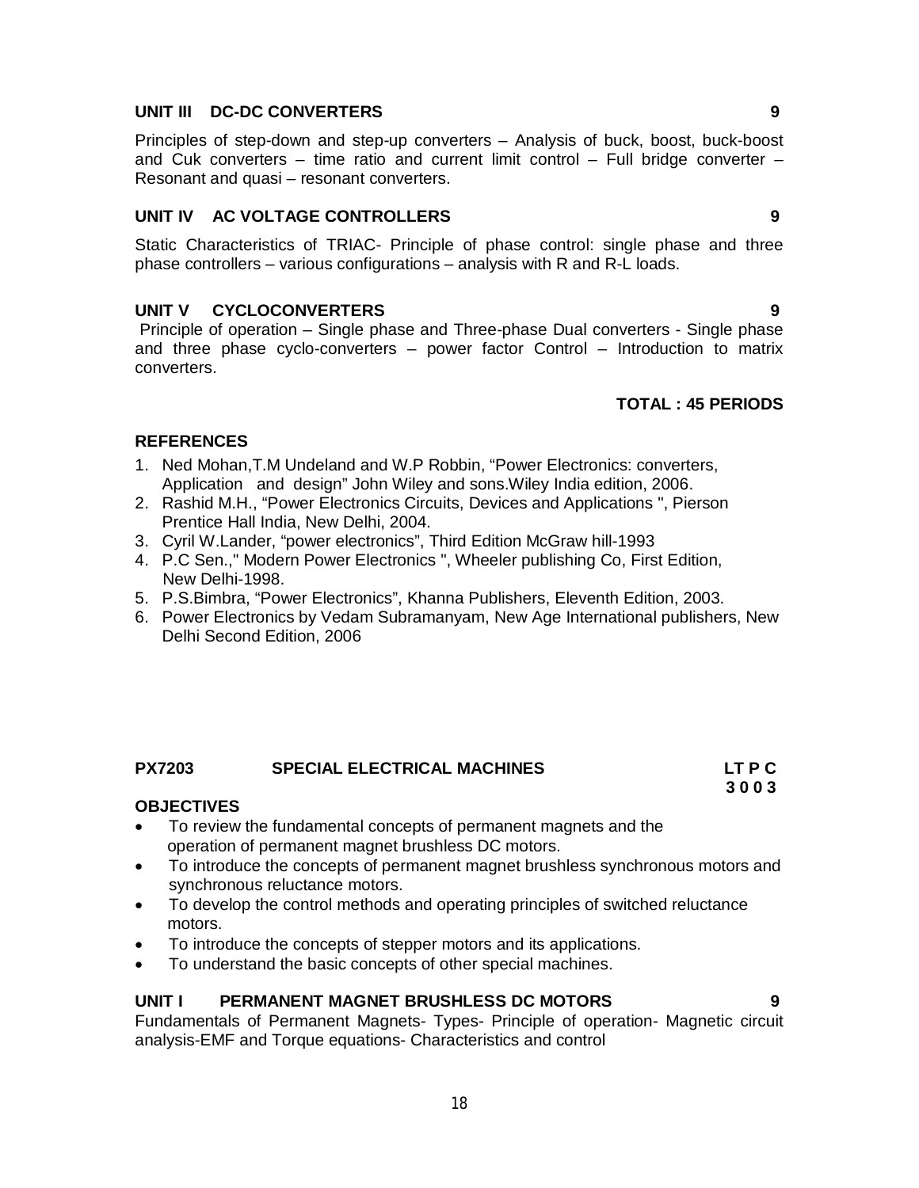### UNIT III DC-DC CONVERTERS 9

Principles of step-down and step-up converters – Analysis of buck, boost, buck-boost and Cuk converters – time ratio and current limit control – Full bridge converter – Resonant and quasi – resonant converters.

### UNIT IV AC VOLTAGE CONTROLLERS 9

Static Characteristics of TRIAC- Principle of phase control: single phase and three phase controllers – various configurations – analysis with R and R-L loads.

### UNIT V CYCLOCONVERTERS 9

Principle of operation – Single phase and Three-phase Dual converters - Single phase and three phase cyclo-converters – power factor Control – Introduction to matrix converters.

**TOTAL : 45 PERIODS**

### REFERENCES

1. Ned Mohan,T.M Undeland and W.P Robbin, "Power Electronics: converters, Application and design" John Wiley and sons.Wiley India edition, 2006.
2. Rashid M.H., "Power Electronics Circuits, Devices and Applications ", Pierson Prentice Hall India, New Delhi, 2004.
3. Cyril W.Lander, "power electronics", Third Edition McGraw hill-1993
4. P.C Sen.," Modern Power Electronics ", Wheeler publishing Co, First Edition, New Delhi-1998.
5. P.S.Bimbra, "Power Electronics", Khanna Publishers, Eleventh Edition, 2003.
6. Power Electronics by Vedam Subramanyam, New Age International publishers, New Delhi Second Edition, 2006

## PX7203 SPECIAL ELECTRICAL MACHINES

**LT P C**
**3 0 0 3**

### OBJECTIVES

- To review the fundamental concepts of permanent magnets and the operation of permanent magnet brushless DC motors.
- To introduce the concepts of permanent magnet brushless synchronous motors and synchronous reluctance motors.
- To develop the control methods and operating principles of switched reluctance motors.
- To introduce the concepts of stepper motors and its applications.
- To understand the basic concepts of other special machines.

### UNIT I PERMANENT MAGNET BRUSHLESS DC MOTORS 9

Fundamentals of Permanent Magnets- Types- Principle of operation- Magnetic circuit analysis-EMF and Torque equations- Characteristics and control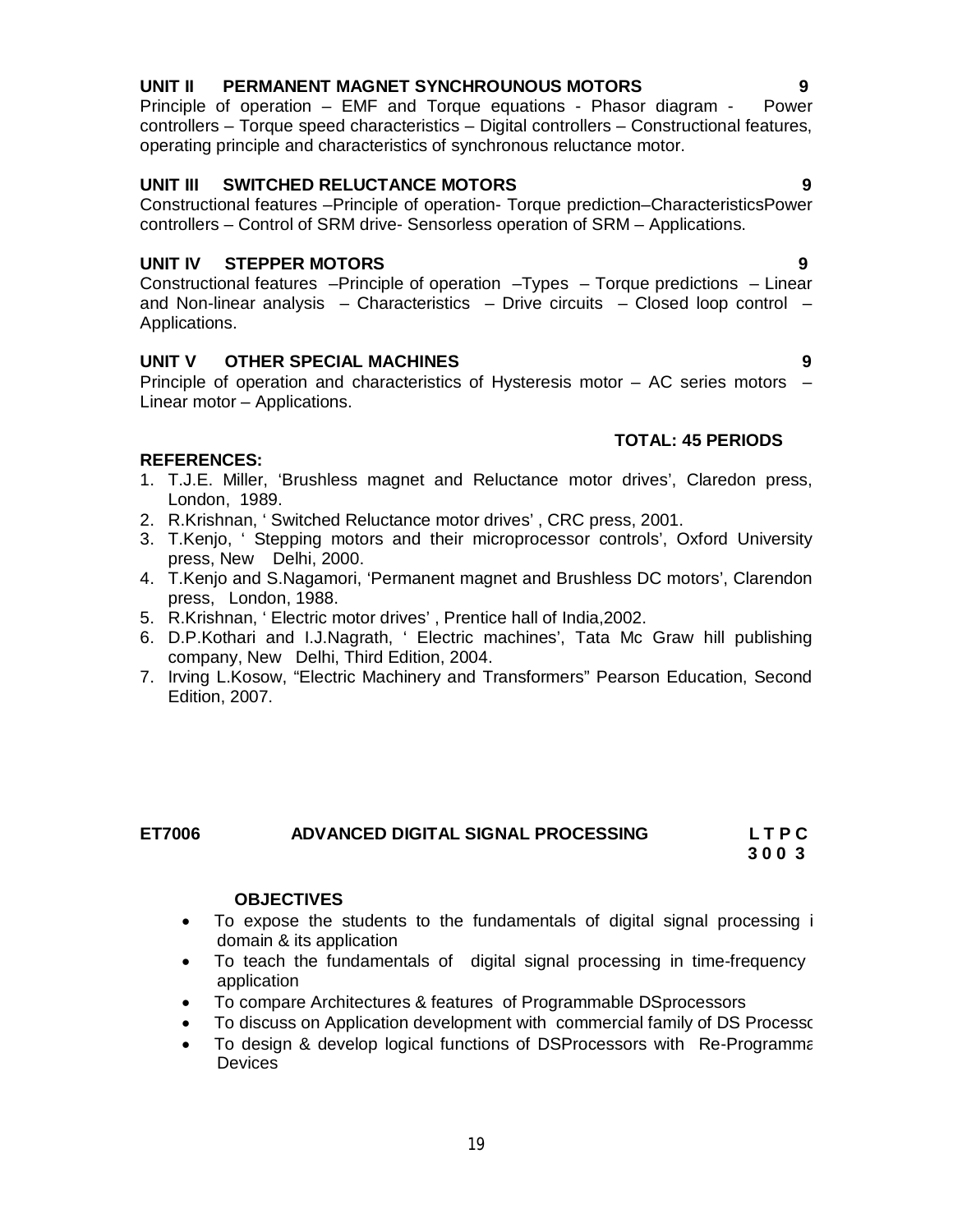**UNIT II PERMANENT MAGNET SYNCHROUNOUS MOTORS 9**

Principle of operation – EMF and Torque equations - Phasor diagram - Power controllers – Torque speed characteristics – Digital controllers – Constructional features, operating principle and characteristics of synchronous reluctance motor.

**UNIT III SWITCHED RELUCTANCE MOTORS 9**

Constructional features –Principle of operation- Torque prediction–CharacteristicsPower controllers – Control of SRM drive- Sensorless operation of SRM – Applications.

**UNIT IV STEPPER MOTORS 9**

Constructional features –Principle of operation –Types – Torque predictions – Linear and Non-linear analysis – Characteristics – Drive circuits – Closed loop control – Applications.

**UNIT V OTHER SPECIAL MACHINES 9**

Principle of operation and characteristics of Hysteresis motor – AC series motors – Linear motor – Applications.

**TOTAL: 45 PERIODS**

**REFERENCES:**

1. T.J.E. Miller, 'Brushless magnet and Reluctance motor drives', Claredon press, London, 1989.
2. R.Krishnan, ' Switched Reluctance motor drives' , CRC press, 2001.
3. T.Kenjo, ' Stepping motors and their microprocessor controls', Oxford University press, New Delhi, 2000.
4. T.Kenjo and S.Nagamori, 'Permanent magnet and Brushless DC motors', Clarendon press, London, 1988.
5. R.Krishnan, ' Electric motor drives' , Prentice hall of India,2002.
6. D.P.Kothari and I.J.Nagrath, ' Electric machines', Tata Mc Graw hill publishing company, New Delhi, Third Edition, 2004.
7. Irving L.Kosow, "Electric Machinery and Transformers" Pearson Education, Second Edition, 2007.

**ET7006 ADVANCED DIGITAL SIGNAL PROCESSING L T P C**
**3 0 0 3**

**OBJECTIVES**

- To expose the students to the fundamentals of digital signal processing i domain & its application
- To teach the fundamentals of digital signal processing in time-frequency application
- To compare Architectures & features of Programmable DSprocessors
- To discuss on Application development with commercial family of DS Processc
- To design & develop logical functions of DSProcessors with Re-Programma Devices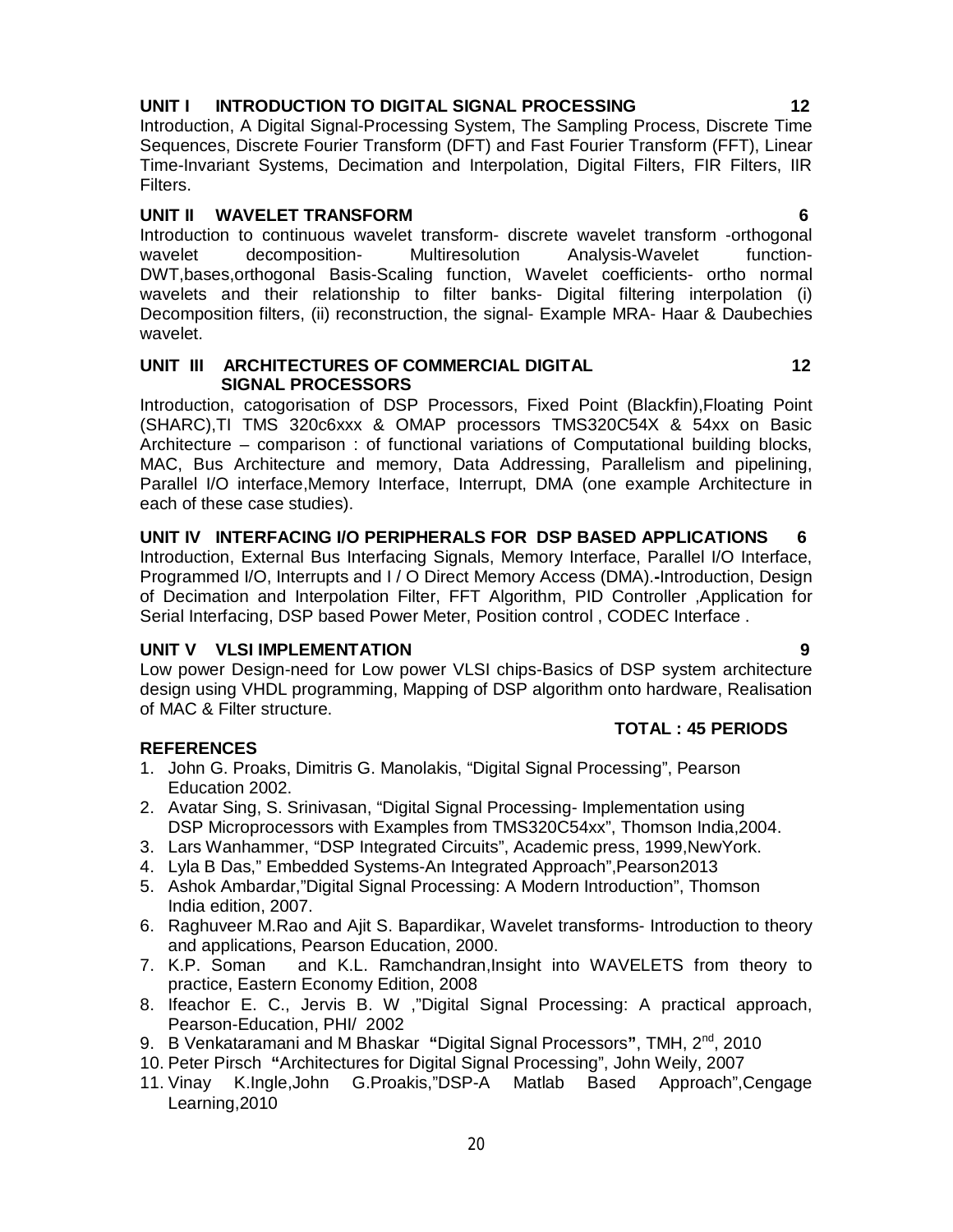### UNIT I INTRODUCTION TO DIGITAL SIGNAL PROCESSING 12

Introduction, A Digital Signal-Processing System, The Sampling Process, Discrete Time Sequences, Discrete Fourier Transform (DFT) and Fast Fourier Transform (FFT), Linear Time-Invariant Systems, Decimation and Interpolation, Digital Filters, FIR Filters, IIR Filters.

### UNIT II WAVELET TRANSFORM 6

Introduction to continuous wavelet transform- discrete wavelet transform -orthogonal wavelet decomposition- Multiresolution Analysis-Wavelet function-DWT,bases,orthogonal Basis-Scaling function, Wavelet coefficients- ortho normal wavelets and their relationship to filter banks- Digital filtering interpolation (i) Decomposition filters, (ii) reconstruction, the signal- Example MRA- Haar & Daubechies wavelet.

### UNIT III ARCHITECTURES OF COMMERCIAL DIGITAL SIGNAL PROCESSORS 12

Introduction, catogorisation of DSP Processors, Fixed Point (Blackfin),Floating Point (SHARC),TI TMS 320c6xxx & OMAP processors TMS320C54X & 54xx on Basic Architecture – comparison : of functional variations of Computational building blocks, MAC, Bus Architecture and memory, Data Addressing, Parallelism and pipelining, Parallel I/O interface,Memory Interface, Interrupt, DMA (one example Architecture in each of these case studies).

### UNIT IV INTERFACING I/O PERIPHERALS FOR DSP BASED APPLICATIONS 6

Introduction, External Bus Interfacing Signals, Memory Interface, Parallel I/O Interface, Programmed I/O, Interrupts and I / O Direct Memory Access (DMA).**-**Introduction, Design of Decimation and Interpolation Filter, FFT Algorithm, PID Controller ,Application for Serial Interfacing, DSP based Power Meter, Position control , CODEC Interface .

### UNIT V VLSI IMPLEMENTATION 9

Low power Design-need for Low power VLSI chips-Basics of DSP system architecture design using VHDL programming, Mapping of DSP algorithm onto hardware, Realisation of MAC & Filter structure.

**TOTAL : 45 PERIODS**

**REFERENCES**

1. John G. Proaks, Dimitris G. Manolakis, "Digital Signal Processing", Pearson Education 2002.
2. Avatar Sing, S. Srinivasan, "Digital Signal Processing- Implementation using DSP Microprocessors with Examples from TMS320C54xx", Thomson India,2004.
3. Lars Wanhammer, "DSP Integrated Circuits", Academic press, 1999,NewYork.
4. Lyla B Das," Embedded Systems-An Integrated Approach",Pearson2013
5. Ashok Ambardar,"Digital Signal Processing: A Modern Introduction", Thomson India edition, 2007.
6. Raghuveer M.Rao and Ajit S. Bapardikar, Wavelet transforms- Introduction to theory and applications, Pearson Education, 2000.
7. K.P. Soman and K.L. Ramchandran,Insight into WAVELETS from theory to practice, Eastern Economy Edition, 2008
8. Ifeachor E. C., Jervis B. W ,"Digital Signal Processing: A practical approach, Pearson-Education, PHI/ 2002
9. B Venkataramani and M Bhaskar **"**Digital Signal Processors**"**, TMH, 2nd, 2010
10. Peter Pirsch **"**Architectures for Digital Signal Processing", John Weily, 2007
11. Vinay K.Ingle,John G.Proakis,"DSP-A Matlab Based Approach",Cengage Learning,2010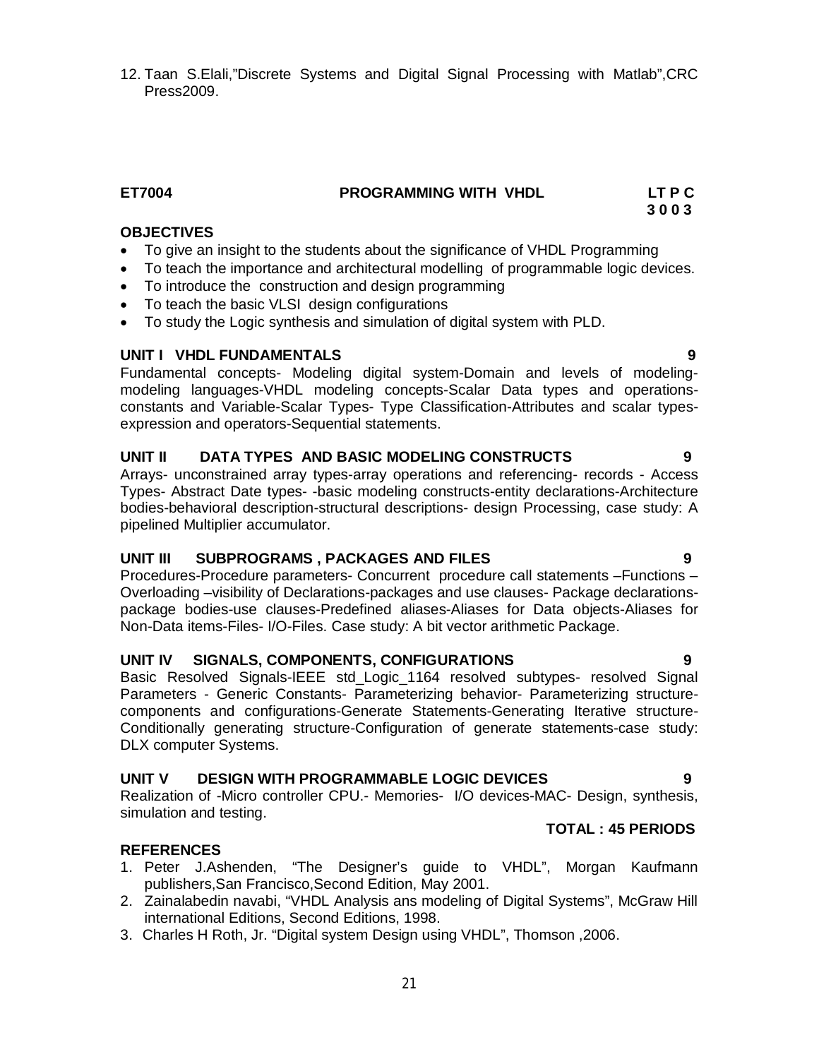12. Taan S.Elali,"Discrete Systems and Digital Signal Processing with Matlab",CRC Press2009.

## ET7004 PROGRAMMING WITH VHDL

**LT P C**
**3 0 0 3**

### OBJECTIVES

- To give an insight to the students about the significance of VHDL Programming
- To teach the importance and architectural modelling of programmable logic devices.
- To introduce the construction and design programming
- To teach the basic VLSI design configurations
- To study the Logic synthesis and simulation of digital system with PLD.

### UNIT I VHDL FUNDAMENTALS 9

Fundamental concepts- Modeling digital system-Domain and levels of modeling-modeling languages-VHDL modeling concepts-Scalar Data types and operations-constants and Variable-Scalar Types- Type Classification-Attributes and scalar types-expression and operators-Sequential statements.

### UNIT II DATA TYPES AND BASIC MODELING CONSTRUCTS 9

Arrays- unconstrained array types-array operations and referencing- records - Access Types- Abstract Date types- -basic modeling constructs-entity declarations-Architecture bodies-behavioral description-structural descriptions- design Processing, case study: A pipelined Multiplier accumulator.

### UNIT III SUBPROGRAMS , PACKAGES AND FILES 9

Procedures-Procedure parameters- Concurrent procedure call statements –Functions –Overloading –visibility of Declarations-packages and use clauses- Package declarations-package bodies-use clauses-Predefined aliases-Aliases for Data objects-Aliases for Non-Data items-Files- I/O-Files. Case study: A bit vector arithmetic Package.

### UNIT IV SIGNALS, COMPONENTS, CONFIGURATIONS 9

Basic Resolved Signals-IEEE std_Logic_1164 resolved subtypes- resolved Signal Parameters - Generic Constants- Parameterizing behavior- Parameterizing structure-components and configurations-Generate Statements-Generating Iterative structure-Conditionally generating structure-Configuration of generate statements-case study: DLX computer Systems.

### UNIT V DESIGN WITH PROGRAMMABLE LOGIC DEVICES 9

Realization of -Micro controller CPU.- Memories- I/O devices-MAC- Design, synthesis, simulation and testing.

**TOTAL : 45 PERIODS**

### REFERENCES

1. Peter J.Ashenden, "The Designer's guide to VHDL", Morgan Kaufmann publishers,San Francisco,Second Edition, May 2001.
2. Zainalabedin navabi, "VHDL Analysis ans modeling of Digital Systems", McGraw Hill international Editions, Second Editions, 1998.
3. Charles H Roth, Jr. "Digital system Design using VHDL", Thomson ,2006.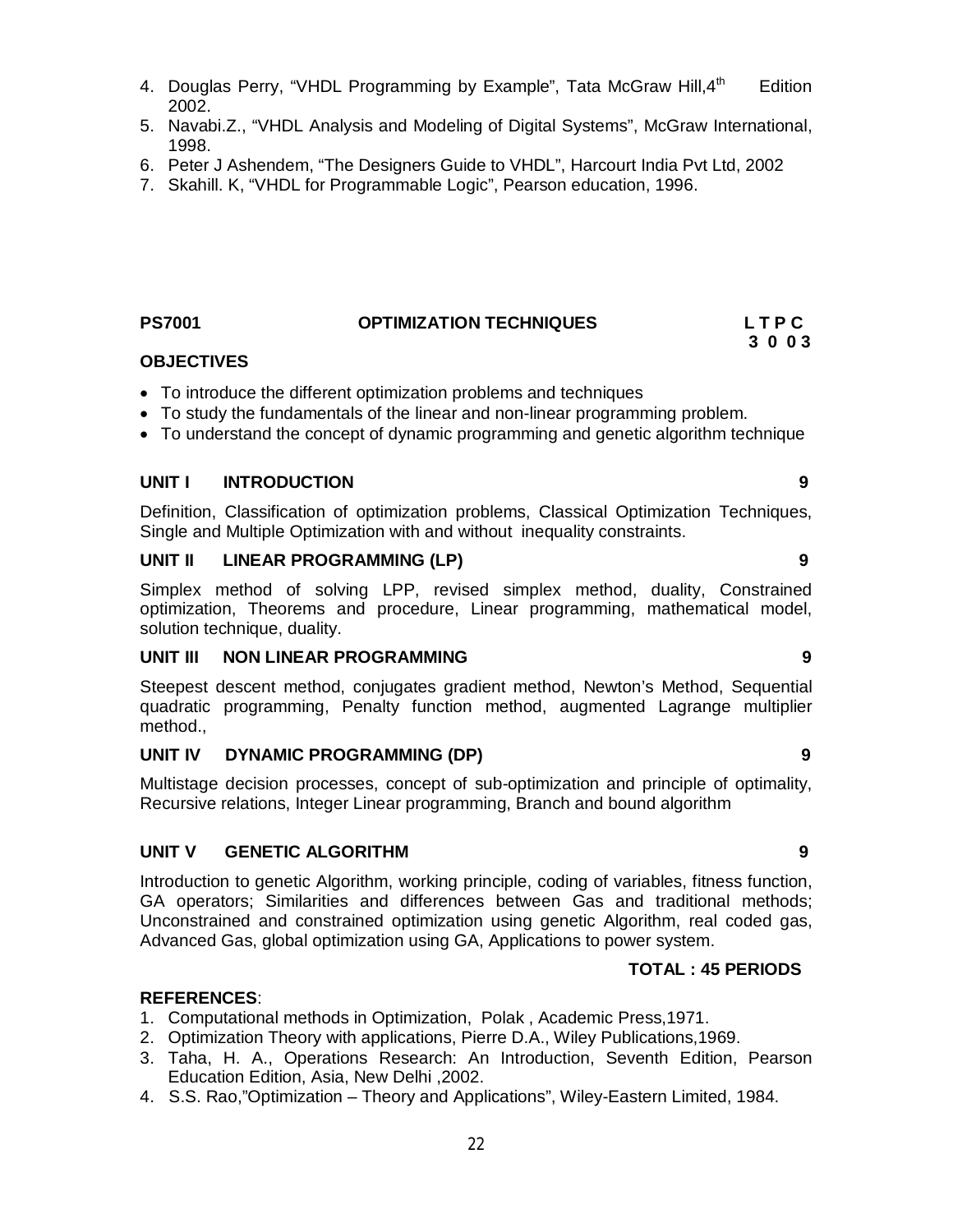4. Douglas Perry, "VHDL Programming by Example", Tata McGraw Hill, 4th Edition 2002.
5. Navabi.Z., "VHDL Analysis and Modeling of Digital Systems", McGraw International, 1998.
6. Peter J Ashendem, "The Designers Guide to VHDL", Harcourt India Pvt Ltd, 2002
7. Skahill. K, "VHDL for Programmable Logic", Pearson education, 1996.

## PS7001 OPTIMIZATION TECHNIQUES

**L T P C**
**3 0 0 3**

### OBJECTIVES

- To introduce the different optimization problems and techniques
- To study the fundamentals of the linear and non-linear programming problem.
- To understand the concept of dynamic programming and genetic algorithm technique

### UNIT I INTRODUCTION 9

Definition, Classification of optimization problems, Classical Optimization Techniques, Single and Multiple Optimization with and without inequality constraints.

### UNIT II LINEAR PROGRAMMING (LP) 9

Simplex method of solving LPP, revised simplex method, duality, Constrained optimization, Theorems and procedure, Linear programming, mathematical model, solution technique, duality.

### UNIT III NON LINEAR PROGRAMMING 9

Steepest descent method, conjugates gradient method, Newton's Method, Sequential quadratic programming, Penalty function method, augmented Lagrange multiplier method.,

### UNIT IV DYNAMIC PROGRAMMING (DP) 9

Multistage decision processes, concept of sub-optimization and principle of optimality, Recursive relations, Integer Linear programming, Branch and bound algorithm

### UNIT V GENETIC ALGORITHM 9

Introduction to genetic Algorithm, working principle, coding of variables, fitness function, GA operators; Similarities and differences between Gas and traditional methods; Unconstrained and constrained optimization using genetic Algorithm, real coded gas, Advanced Gas, global optimization using GA, Applications to power system.

**TOTAL : 45 PERIODS**

### REFERENCES:

1. Computational methods in Optimization, Polak , Academic Press,1971.
2. Optimization Theory with applications, Pierre D.A., Wiley Publications,1969.
3. Taha, H. A., Operations Research: An Introduction, Seventh Edition, Pearson Education Edition, Asia, New Delhi ,2002.
4. S.S. Rao,"Optimization – Theory and Applications", Wiley-Eastern Limited, 1984.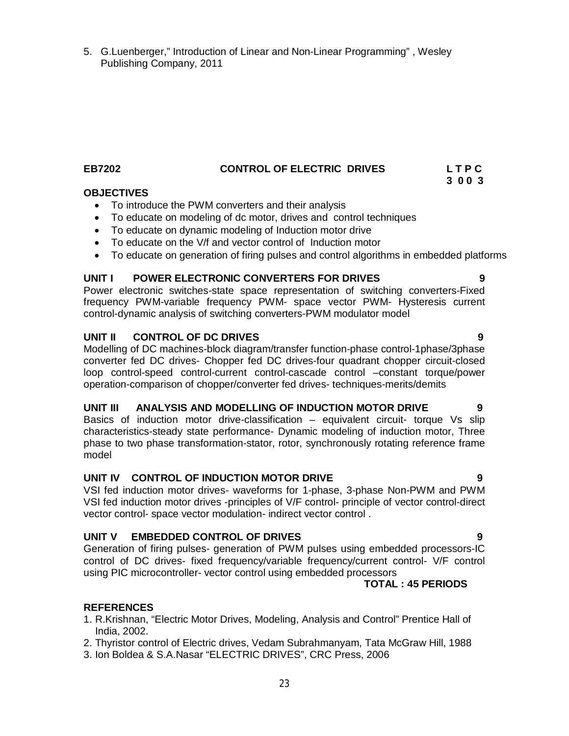5. G.Luenberger," Introduction of Linear and Non-Linear Programming" , Wesley Publishing Company, 2011

## EB7202 CONTROL OF ELECTRIC DRIVES

**L T P C**
**3 0 0 3**

### OBJECTIVES

- To introduce the PWM converters and their analysis
- To educate on modeling of dc motor, drives and control techniques
- To educate on dynamic modeling of Induction motor drive
- To educate on the V/f and vector control of Induction motor
- To educate on generation of firing pulses and control algorithms in embedded platforms

### UNIT I POWER ELECTRONIC CONVERTERS FOR DRIVES 9

Power electronic switches-state space representation of switching converters-Fixed frequency PWM-variable frequency PWM- space vector PWM- Hysteresis current control-dynamic analysis of switching converters-PWM modulator model

### UNIT II CONTROL OF DC DRIVES 9

Modelling of DC machines-block diagram/transfer function-phase control-1phase/3phase converter fed DC drives- Chopper fed DC drives-four quadrant chopper circuit-closed loop control-speed control-current control-cascade control –constant torque/power operation-comparison of chopper/converter fed drives- techniques-merits/demits

### UNIT III ANALYSIS AND MODELLING OF INDUCTION MOTOR DRIVE 9

Basics of induction motor drive-classification – equivalent circuit- torque Vs slip characteristics-steady state performance- Dynamic modeling of induction motor, Three phase to two phase transformation-stator, rotor, synchronously rotating reference frame model

### UNIT IV CONTROL OF INDUCTION MOTOR DRIVE 9

VSI fed induction motor drives- waveforms for 1-phase, 3-phase Non-PWM and PWM VSI fed induction motor drives -principles of V/F control- principle of vector control-direct vector control- space vector modulation- indirect vector control .

### UNIT V EMBEDDED CONTROL OF DRIVES 9

Generation of firing pulses- generation of PWM pulses using embedded processors-IC control of DC drives- fixed frequency/variable frequency/current control- V/F control using PIC microcontroller- vector control using embedded processors

**TOTAL : 45 PERIODS**

### REFERENCES

1. R.Krishnan, "Electric Motor Drives, Modeling, Analysis and Control" Prentice Hall of India, 2002.
2. Thyristor control of Electric drives, Vedam Subrahmanyam, Tata McGraw Hill, 1988
3. Ion Boldea & S.A.Nasar "ELECTRIC DRIVES", CRC Press, 2006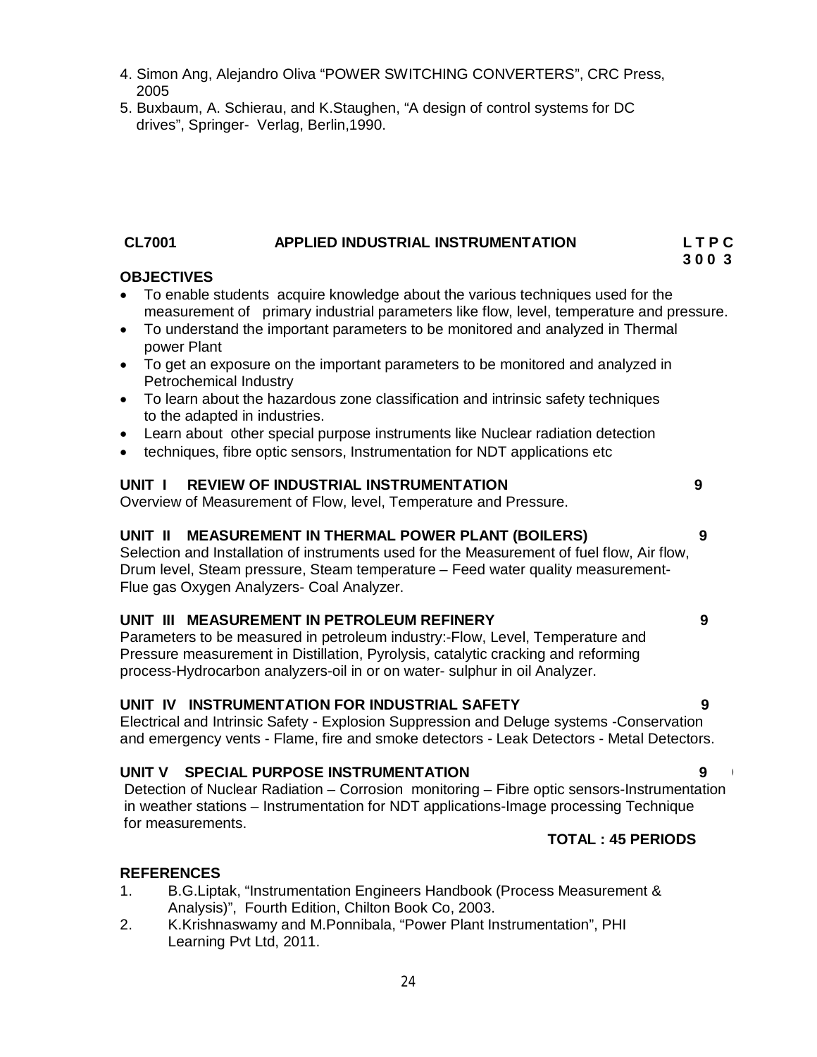4. Simon Ang, Alejandro Oliva “POWER SWITCHING CONVERTERS”, CRC Press, 2005
5. Buxbaum, A. Schierau, and K.Staughen, “A design of control systems for DC drives”, Springer- Verlag, Berlin,1990.

## CL7001 APPLIED INDUSTRIAL INSTRUMENTATION

**L T P C**
**3 0 0 3**

**OBJECTIVES**

- To enable students acquire knowledge about the various techniques used for the measurement of primary industrial parameters like flow, level, temperature and pressure.
- To understand the important parameters to be monitored and analyzed in Thermal power Plant
- To get an exposure on the important parameters to be monitored and analyzed in Petrochemical Industry
- To learn about the hazardous zone classification and intrinsic safety techniques to the adapted in industries.
- Learn about other special purpose instruments like Nuclear radiation detection
- techniques, fibre optic sensors, Instrumentation for NDT applications etc

**UNIT I REVIEW OF INDUSTRIAL INSTRUMENTATION** **9**

Overview of Measurement of Flow, level, Temperature and Pressure.

**UNIT II MEASUREMENT IN THERMAL POWER PLANT (BOILERS)** **9**

Selection and Installation of instruments used for the Measurement of fuel flow, Air flow, Drum level, Steam pressure, Steam temperature – Feed water quality measurement- Flue gas Oxygen Analyzers- Coal Analyzer.

**UNIT III MEASUREMENT IN PETROLEUM REFINERY** **9**

Parameters to be measured in petroleum industry:-Flow, Level, Temperature and Pressure measurement in Distillation, Pyrolysis, catalytic cracking and reforming process-Hydrocarbon analyzers-oil in or on water- sulphur in oil Analyzer.

**UNIT IV INSTRUMENTATION FOR INDUSTRIAL SAFETY** **9**

Electrical and Intrinsic Safety - Explosion Suppression and Deluge systems -Conservation and emergency vents - Flame, fire and smoke detectors - Leak Detectors - Metal Detectors.

**UNIT V SPECIAL PURPOSE INSTRUMENTATION** **9**

Detection of Nuclear Radiation – Corrosion monitoring – Fibre optic sensors-Instrumentation in weather stations – Instrumentation for NDT applications-Image processing Technique for measurements.

**TOTAL : 45 PERIODS**

**REFERENCES**

1. B.G.Liptak, “Instrumentation Engineers Handbook (Process Measurement & Analysis)”, Fourth Edition, Chilton Book Co, 2003.
2. K.Krishnaswamy and M.Ponnibala, “Power Plant Instrumentation”, PHI Learning Pvt Ltd, 2011.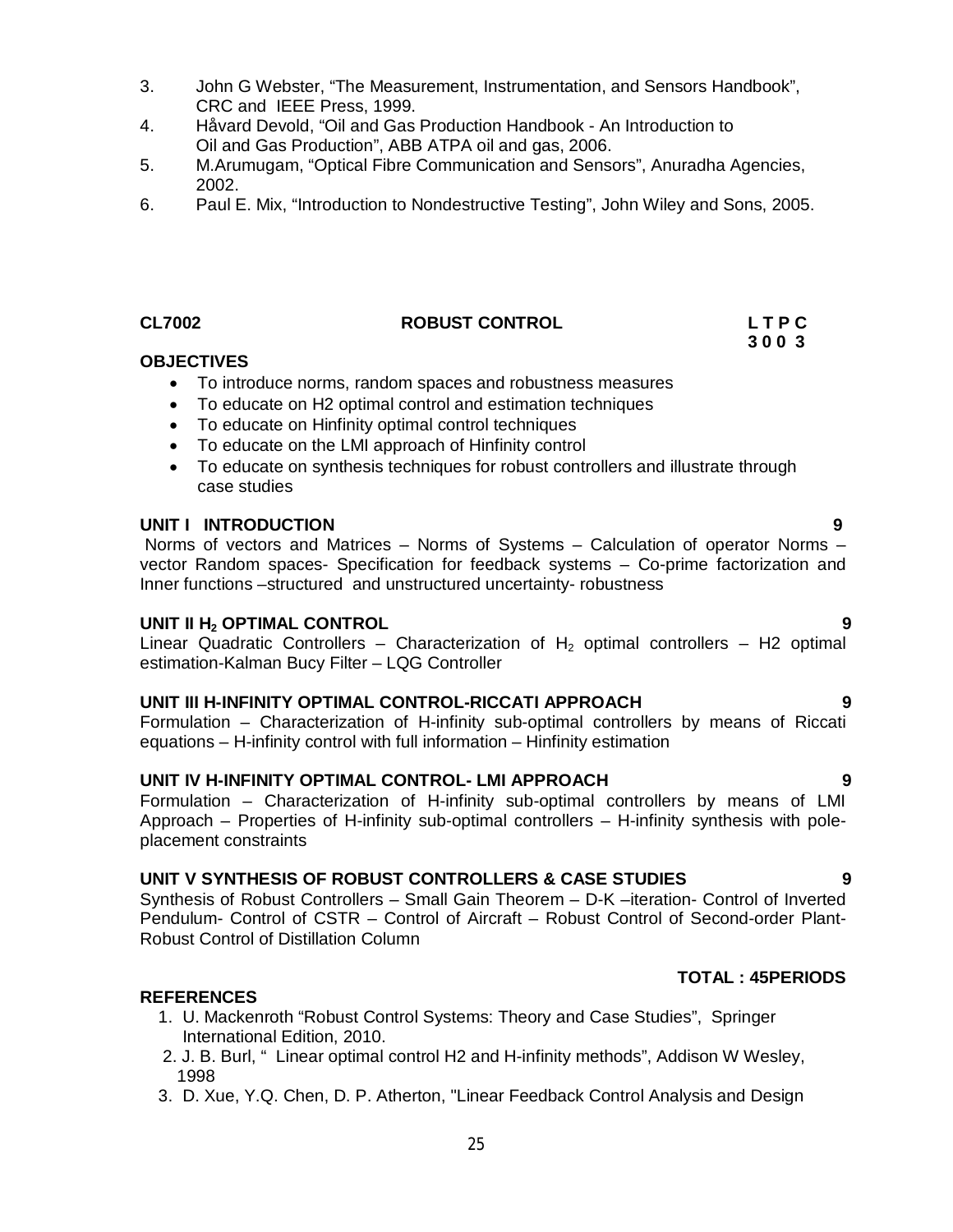3. John G Webster, “The Measurement, Instrumentation, and Sensors Handbook”, CRC and IEEE Press, 1999.
4. Håvard Devold, “Oil and Gas Production Handbook - An Introduction to Oil and Gas Production”, ABB ATPA oil and gas, 2006.
5. M.Arumugam, “Optical Fibre Communication and Sensors”, Anuradha Agencies, 2002.
6. Paul E. Mix, “Introduction to Nondestructive Testing”, John Wiley and Sons, 2005.

## CL7002 ROBUST CONTROL

**L T P C**
**3 0 0 3**

### OBJECTIVES

- To introduce norms, random spaces and robustness measures
- To educate on H2 optimal control and estimation techniques
- To educate on Hinfinity optimal control techniques
- To educate on the LMI approach of Hinfinity control
- To educate on synthesis techniques for robust controllers and illustrate through case studies

### UNIT I INTRODUCTION 9

Norms of vectors and Matrices – Norms of Systems – Calculation of operator Norms – vector Random spaces- Specification for feedback systems – Co-prime factorization and Inner functions –structured and unstructured uncertainty- robustness

### UNIT II $H_2$ OPTIMAL CONTROL 9

Linear Quadratic Controllers – Characterization of $H_2$ optimal controllers – H2 optimal estimation-Kalman Bucy Filter – LQG Controller

### UNIT III H-INFINITY OPTIMAL CONTROL-RICCATI APPROACH 9

Formulation – Characterization of H-infinity sub-optimal controllers by means of Riccati equations – H-infinity control with full information – Hinfinity estimation

### UNIT IV H-INFINITY OPTIMAL CONTROL- LMI APPROACH 9

Formulation – Characterization of H-infinity sub-optimal controllers by means of LMI Approach – Properties of H-infinity sub-optimal controllers – H-infinity synthesis with pole-placement constraints

### UNIT V SYNTHESIS OF ROBUST CONTROLLERS & CASE STUDIES 9

Synthesis of Robust Controllers – Small Gain Theorem – D-K –iteration- Control of Inverted Pendulum- Control of CSTR – Control of Aircraft – Robust Control of Second-order Plant- Robust Control of Distillation Column

**TOTAL : 45PERIODS**

### REFERENCES

1. U. Mackenroth “Robust Control Systems: Theory and Case Studies”, Springer International Edition, 2010.
2. J. B. Burl, “ Linear optimal control H2 and H-infinity methods”, Addison W Wesley, 1998
3. D. Xue, Y.Q. Chen, D. P. Atherton, "Linear Feedback Control Analysis and Design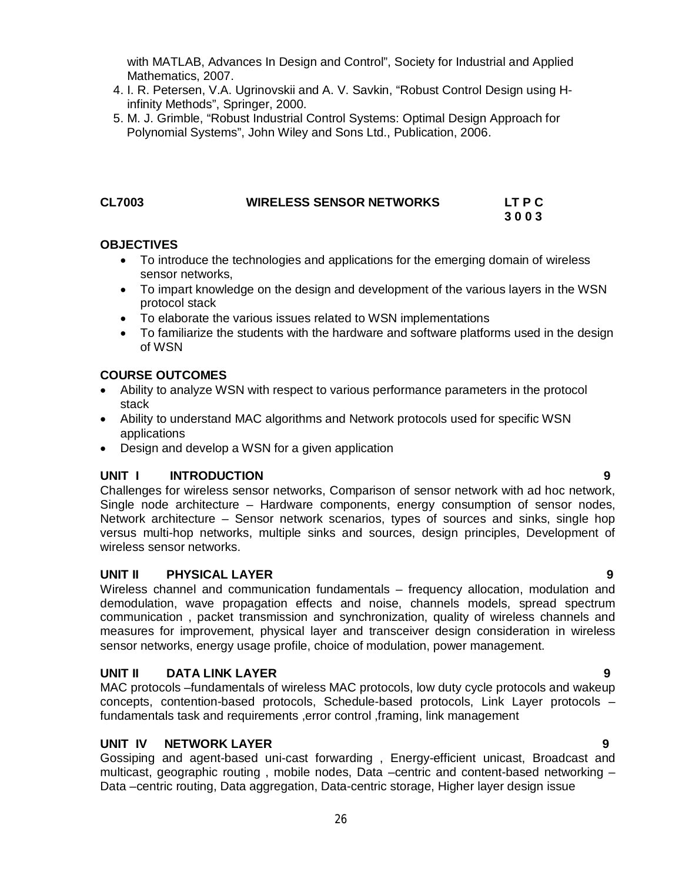with MATLAB, Advances In Design and Control", Society for Industrial and Applied Mathematics, 2007.

4. I. R. Petersen, V.A. Ugrinovskii and A. V. Savkin, "Robust Control Design using H-infinity Methods", Springer, 2000.
5. M. J. Grimble, "Robust Industrial Control Systems: Optimal Design Approach for Polynomial Systems", John Wiley and Sons Ltd., Publication, 2006.

## CL7003 WIRELESS SENSOR NETWORKS

**LT P C**
**3 0 0 3**

**OBJECTIVES**

- To introduce the technologies and applications for the emerging domain of wireless sensor networks,
- To impart knowledge on the design and development of the various layers in the WSN protocol stack
- To elaborate the various issues related to WSN implementations
- To familiarize the students with the hardware and software platforms used in the design of WSN

**COURSE OUTCOMES**

- Ability to analyze WSN with respect to various performance parameters in the protocol stack
- Ability to understand MAC algorithms and Network protocols used for specific WSN applications
- Design and develop a WSN for a given application

**UNIT I INTRODUCTION 9**

Challenges for wireless sensor networks, Comparison of sensor network with ad hoc network, Single node architecture – Hardware components, energy consumption of sensor nodes, Network architecture – Sensor network scenarios, types of sources and sinks, single hop versus multi-hop networks, multiple sinks and sources, design principles, Development of wireless sensor networks.

**UNIT II PHYSICAL LAYER 9**

Wireless channel and communication fundamentals – frequency allocation, modulation and demodulation, wave propagation effects and noise, channels models, spread spectrum communication , packet transmission and synchronization, quality of wireless channels and measures for improvement, physical layer and transceiver design consideration in wireless sensor networks, energy usage profile, choice of modulation, power management.

**UNIT II DATA LINK LAYER 9**

MAC protocols –fundamentals of wireless MAC protocols, low duty cycle protocols and wakeup concepts, contention-based protocols, Schedule-based protocols, Link Layer protocols – fundamentals task and requirements ,error control ,framing, link management

**UNIT IV NETWORK LAYER 9**

Gossiping and agent-based uni-cast forwarding , Energy-efficient unicast, Broadcast and multicast, geographic routing , mobile nodes, Data –centric and content-based networking – Data –centric routing, Data aggregation, Data-centric storage, Higher layer design issue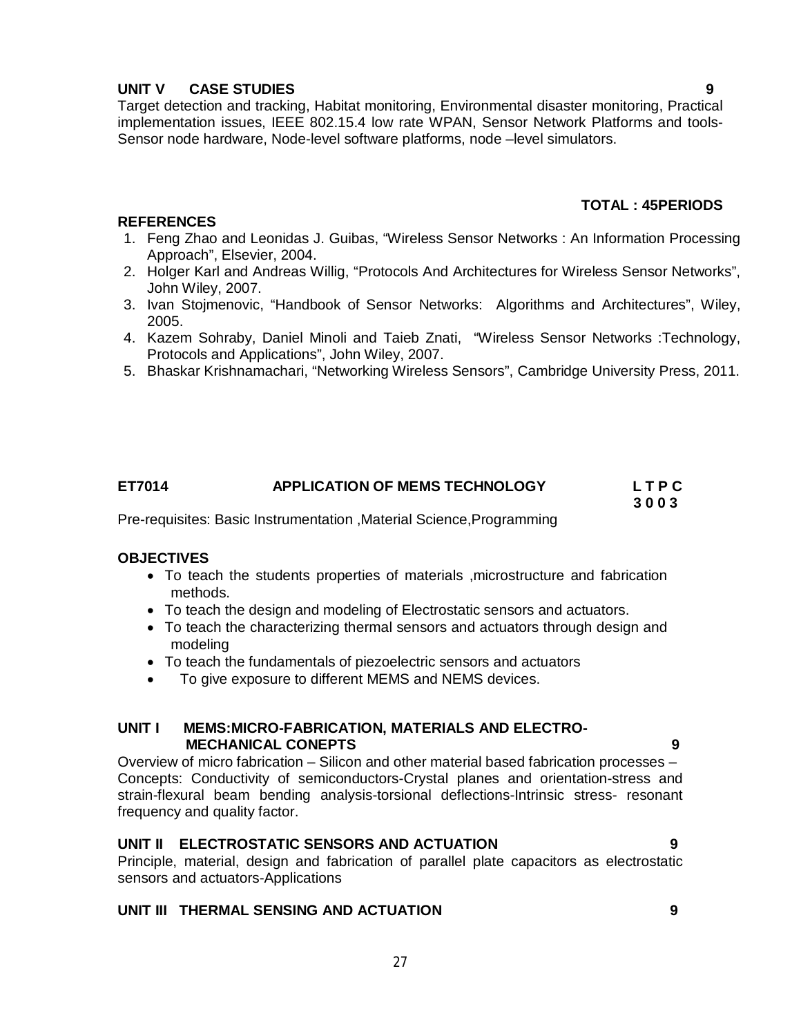**UNIT V CASE STUDIES 9**

Target detection and tracking, Habitat monitoring, Environmental disaster monitoring, Practical implementation issues, IEEE 802.15.4 low rate WPAN, Sensor Network Platforms and tools-Sensor node hardware, Node-level software platforms, node –level simulators.

**TOTAL : 45PERIODS**

**REFERENCES**

1. Feng Zhao and Leonidas J. Guibas, "Wireless Sensor Networks : An Information Processing Approach", Elsevier, 2004.
2. Holger Karl and Andreas Willig, "Protocols And Architectures for Wireless Sensor Networks", John Wiley, 2007.
3. Ivan Stojmenovic, "Handbook of Sensor Networks: Algorithms and Architectures", Wiley, 2005.
4. Kazem Sohraby, Daniel Minoli and Taieb Znati, "Wireless Sensor Networks :Technology, Protocols and Applications", John Wiley, 2007.
5. Bhaskar Krishnamachari, "Networking Wireless Sensors", Cambridge University Press, 2011.

## ET7014 APPLICATION OF MEMS TECHNOLOGY

**L T P C**
**3 0 0 3**

Pre-requisites: Basic Instrumentation ,Material Science,Programming

**OBJECTIVES**

- To teach the students properties of materials ,microstructure and fabrication methods.
- To teach the design and modeling of Electrostatic sensors and actuators.
- To teach the characterizing thermal sensors and actuators through design and modeling
- To teach the fundamentals of piezoelectric sensors and actuators
- To give exposure to different MEMS and NEMS devices.

**UNIT I MEMS:MICRO-FABRICATION, MATERIALS AND ELECTRO-MECHANICAL CONEPTS 9**

Overview of micro fabrication – Silicon and other material based fabrication processes – Concepts: Conductivity of semiconductors-Crystal planes and orientation-stress and strain-flexural beam bending analysis-torsional deflections-Intrinsic stress- resonant frequency and quality factor.

**UNIT II ELECTROSTATIC SENSORS AND ACTUATION 9**

Principle, material, design and fabrication of parallel plate capacitors as electrostatic sensors and actuators-Applications

**UNIT III THERMAL SENSING AND ACTUATION 9**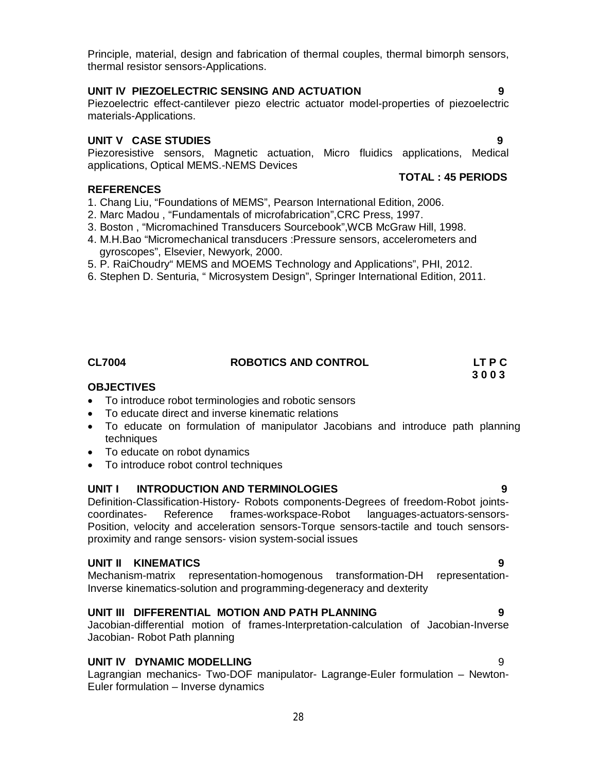Principle, material, design and fabrication of thermal couples, thermal bimorph sensors, thermal resistor sensors-Applications.

### UNIT IV PIEZOELECTRIC SENSING AND ACTUATION 9

Piezoelectric effect-cantilever piezo electric actuator model-properties of piezoelectric materials-Applications.

### UNIT V CASE STUDIES 9

Piezoresistive sensors, Magnetic actuation, Micro fluidics applications, Medical applications, Optical MEMS.-NEMS Devices

**TOTAL : 45 PERIODS**

### REFERENCES

1. Chang Liu, “Foundations of MEMS”, Pearson International Edition, 2006.
2. Marc Madou , “Fundamentals of microfabrication”,CRC Press, 1997.
3. Boston , “Micromachined Transducers Sourcebook”,WCB McGraw Hill, 1998.
4. M.H.Bao “Micromechanical transducers :Pressure sensors, accelerometers and gyroscopes”, Elsevier, Newyork, 2000.
5. P. RaiChoudry“ MEMS and MOEMS Technology and Applications”, PHI, 2012.
6. Stephen D. Senturia, “ Microsystem Design”, Springer International Edition, 2011.

## CL7004 ROBOTICS AND CONTROL

**LT P C**
**3 0 0 3**

### OBJECTIVES

- To introduce robot terminologies and robotic sensors
- To educate direct and inverse kinematic relations
- To educate on formulation of manipulator Jacobians and introduce path planning techniques
- To educate on robot dynamics
- To introduce robot control techniques

### UNIT I INTRODUCTION AND TERMINOLOGIES 9

Definition-Classification-History- Robots components-Degrees of freedom-Robot joints-coordinates- Reference frames-workspace-Robot languages-actuators-sensors-Position, velocity and acceleration sensors-Torque sensors-tactile and touch sensors-proximity and range sensors- vision system-social issues

### UNIT II KINEMATICS 9

Mechanism-matrix representation-homogenous transformation-DH representation-Inverse kinematics-solution and programming-degeneracy and dexterity

### UNIT III DIFFERENTIAL MOTION AND PATH PLANNING 9

Jacobian-differential motion of frames-Interpretation-calculation of Jacobian-Inverse Jacobian- Robot Path planning

### UNIT IV DYNAMIC MODELLING 9

Lagrangian mechanics- Two-DOF manipulator- Lagrange-Euler formulation – Newton-Euler formulation – Inverse dynamics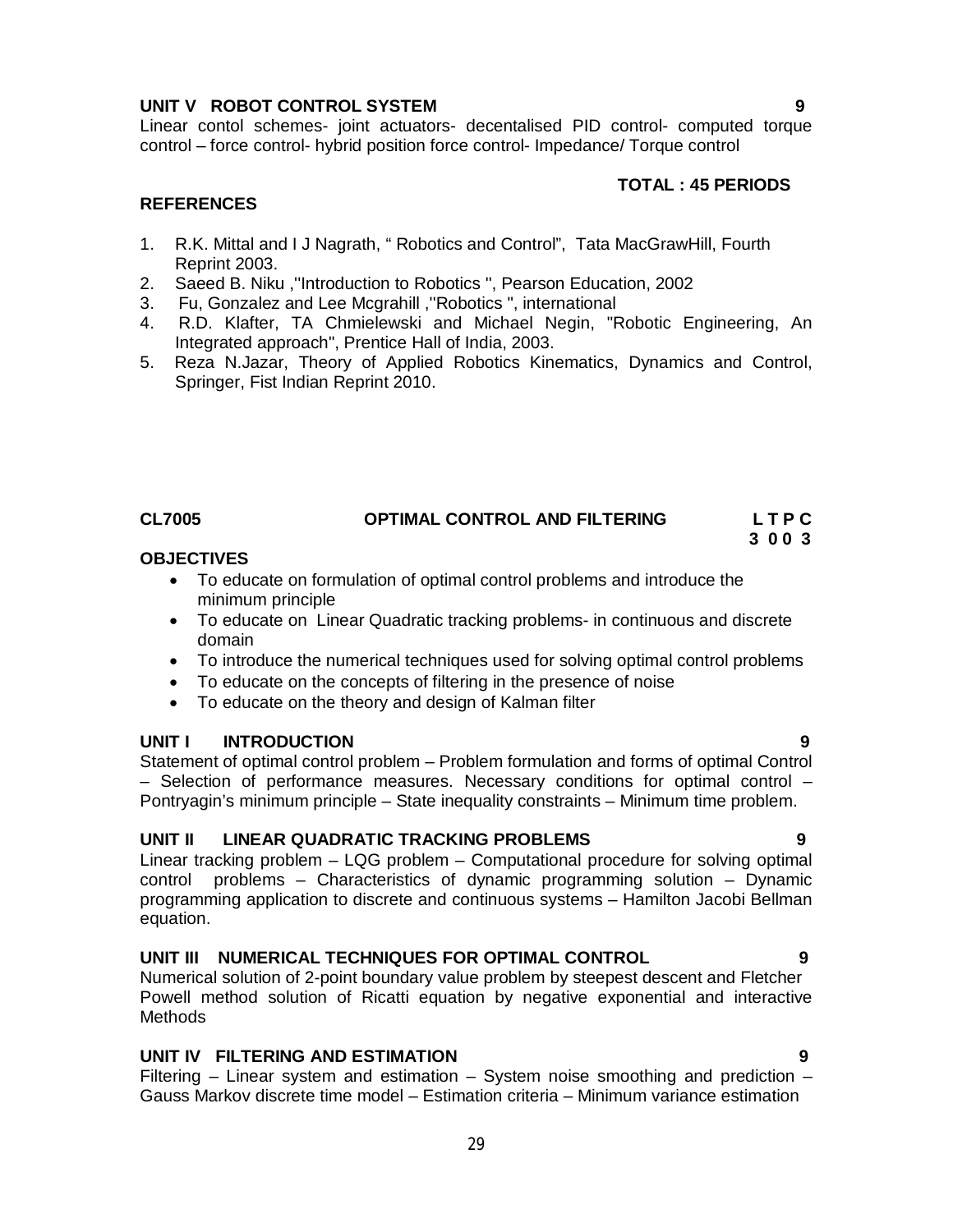**UNIT V ROBOT CONTROL SYSTEM** **9**

Linear contol schemes- joint actuators- decentalised PID control- computed torque control – force control- hybrid position force control- Impedance/ Torque control

**TOTAL : 45 PERIODS**

**REFERENCES**

1. R.K. Mittal and I J Nagrath, " Robotics and Control", Tata MacGrawHill, Fourth Reprint 2003.
2. Saeed B. Niku ,"Introduction to Robotics ", Pearson Education, 2002
3. Fu, Gonzalez and Lee Mcgrahill ,"Robotics ", international
4. R.D. Klafter, TA Chmielewski and Michael Negin, "Robotic Engineering, An Integrated approach", Prentice Hall of India, 2003.
5. Reza N.Jazar, Theory of Applied Robotics Kinematics, Dynamics and Control, Springer, Fist Indian Reprint 2010.

## CL7005 OPTIMAL CONTROL AND FILTERING

**L T P C**
**3 0 0 3**

**OBJECTIVES**

- To educate on formulation of optimal control problems and introduce the minimum principle
- To educate on Linear Quadratic tracking problems- in continuous and discrete domain
- To introduce the numerical techniques used for solving optimal control problems
- To educate on the concepts of filtering in the presence of noise
- To educate on the theory and design of Kalman filter

**UNIT I INTRODUCTION** **9**

Statement of optimal control problem – Problem formulation and forms of optimal Control – Selection of performance measures. Necessary conditions for optimal control – Pontryagin's minimum principle – State inequality constraints – Minimum time problem.

**UNIT II LINEAR QUADRATIC TRACKING PROBLEMS** **9**

Linear tracking problem – LQG problem – Computational procedure for solving optimal control problems – Characteristics of dynamic programming solution – Dynamic programming application to discrete and continuous systems – Hamilton Jacobi Bellman equation.

**UNIT III NUMERICAL TECHNIQUES FOR OPTIMAL CONTROL** **9**

Numerical solution of 2-point boundary value problem by steepest descent and Fletcher Powell method solution of Ricatti equation by negative exponential and interactive Methods

**UNIT IV FILTERING AND ESTIMATION** **9**

Filtering – Linear system and estimation – System noise smoothing and prediction – Gauss Markov discrete time model – Estimation criteria – Minimum variance estimation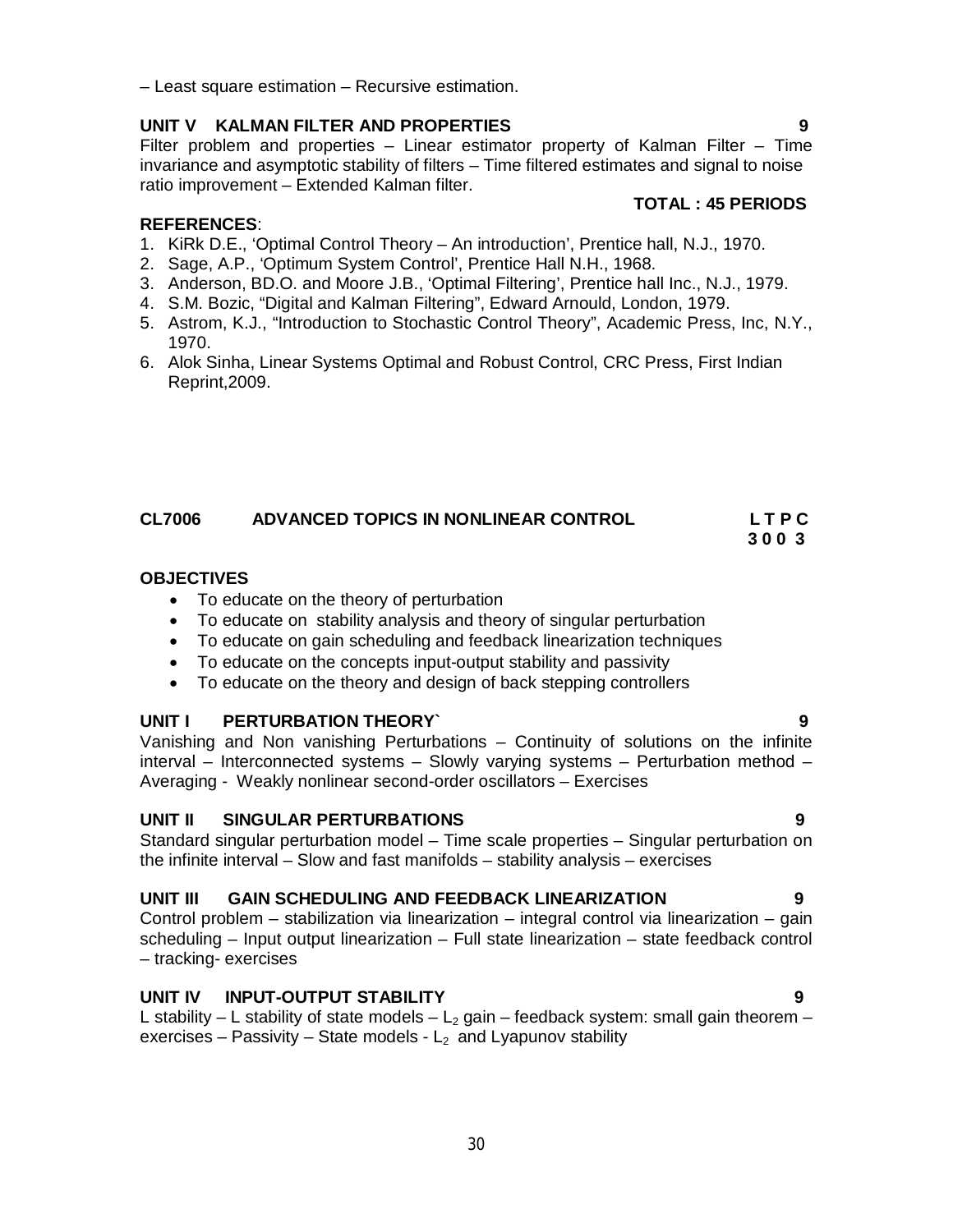– Least square estimation – Recursive estimation.

**UNIT V KALMAN FILTER AND PROPERTIES 9**

Filter problem and properties – Linear estimator property of Kalman Filter – Time invariance and asymptotic stability of filters – Time filtered estimates and signal to noise ratio improvement – Extended Kalman filter.

**TOTAL : 45 PERIODS**

**REFERENCES**:

1. KiRk D.E., 'Optimal Control Theory – An introduction', Prentice hall, N.J., 1970.
2. Sage, A.P., 'Optimum System Control', Prentice Hall N.H., 1968.
3. Anderson, BD.O. and Moore J.B., 'Optimal Filtering', Prentice hall Inc., N.J., 1979.
4. S.M. Bozic, "Digital and Kalman Filtering", Edward Arnould, London, 1979.
5. Astrom, K.J., "Introduction to Stochastic Control Theory", Academic Press, Inc, N.Y., 1970.
6. Alok Sinha, Linear Systems Optimal and Robust Control, CRC Press, First Indian Reprint,2009.

## CL7006 ADVANCED TOPICS IN NONLINEAR CONTROL

**L T P C**
**3 0 0 3**

**OBJECTIVES**

- To educate on the theory of perturbation
- To educate on stability analysis and theory of singular perturbation
- To educate on gain scheduling and feedback linearization techniques
- To educate on the concepts input-output stability and passivity
- To educate on the theory and design of back stepping controllers

**UNIT I PERTURBATION THEORY` 9**

Vanishing and Non vanishing Perturbations – Continuity of solutions on the infinite interval – Interconnected systems – Slowly varying systems – Perturbation method – Averaging - Weakly nonlinear second-order oscillators – Exercises

**UNIT II SINGULAR PERTURBATIONS 9**

Standard singular perturbation model – Time scale properties – Singular perturbation on the infinite interval – Slow and fast manifolds – stability analysis – exercises

**UNIT III GAIN SCHEDULING AND FEEDBACK LINEARIZATION 9**

Control problem – stabilization via linearization – integral control via linearization – gain scheduling – Input output linearization – Full state linearization – state feedback control – tracking- exercises

**UNIT IV INPUT-OUTPUT STABILITY 9**

L stability – L stability of state models – $L_2$ gain – feedback system: small gain theorem – exercises – Passivity – State models - $L_2$ and Lyapunov stability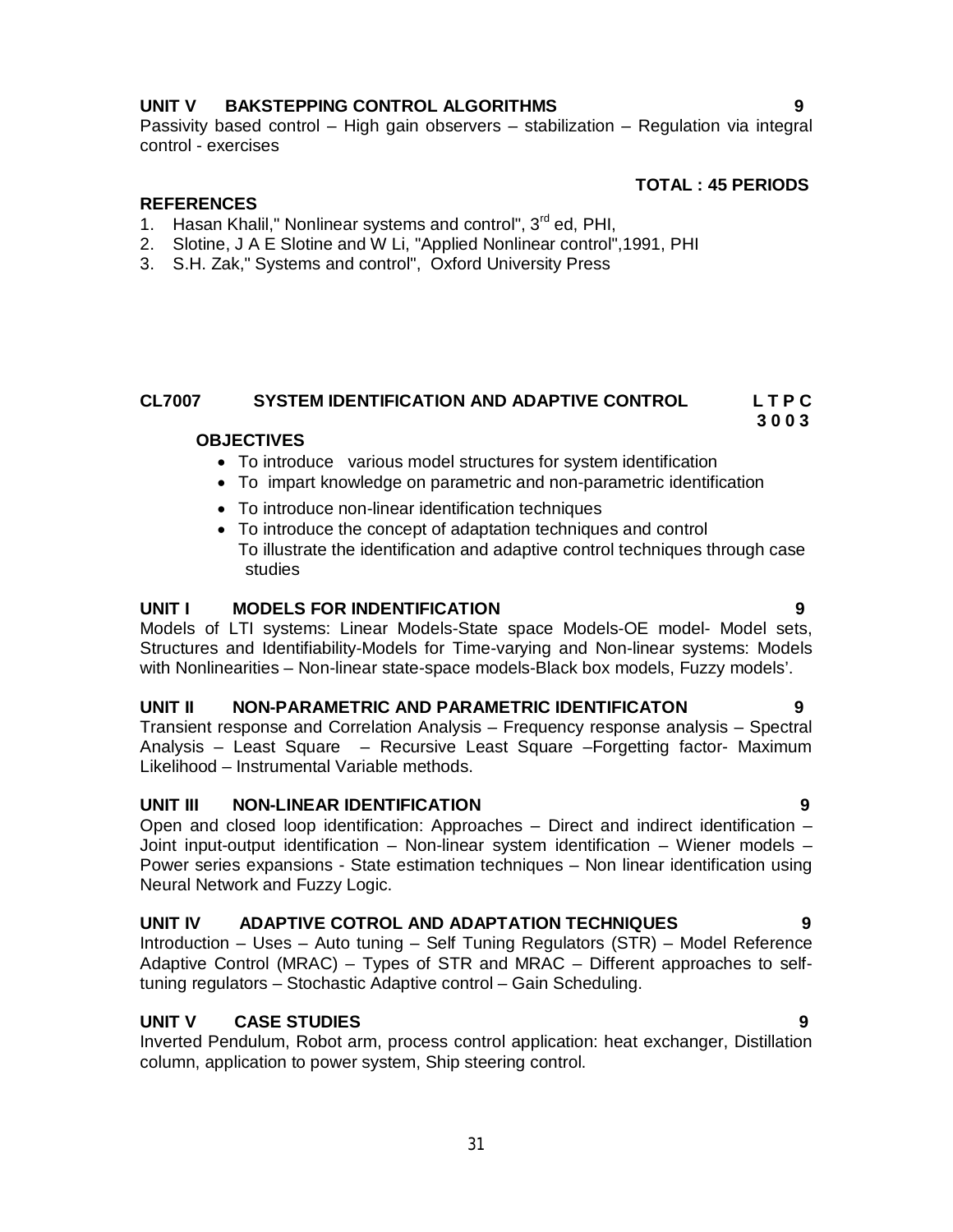**UNIT V BAKSTEPPING CONTROL ALGORITHMS** **9**

Passivity based control – High gain observers – stabilization – Regulation via integral control - exercises

**TOTAL : 45 PERIODS**

**REFERENCES**

1. Hasan Khalil," Nonlinear systems and control", 3rd ed, PHI,
2. Slotine, J A E Slotine and W Li, "Applied Nonlinear control",1991, PHI
3. S.H. Zak," Systems and control", Oxford University Press

## CL7007 SYSTEM IDENTIFICATION AND ADAPTIVE CONTROL

**L T P C**
**3 0 0 3**

**OBJECTIVES**

- To introduce various model structures for system identification
- To impart knowledge on parametric and non-parametric identification
- To introduce non-linear identification techniques
- To introduce the concept of adaptation techniques and control
  To illustrate the identification and adaptive control techniques through case studies

**UNIT I MODELS FOR INDENTIFICATION** **9**

Models of LTI systems: Linear Models-State space Models-OE model- Model sets, Structures and Identifiability-Models for Time-varying and Non-linear systems: Models with Nonlinearities – Non-linear state-space models-Black box models, Fuzzy models'.

**UNIT II NON-PARAMETRIC AND PARAMETRIC IDENTIFICATON** **9**

Transient response and Correlation Analysis – Frequency response analysis – Spectral Analysis – Least Square – Recursive Least Square –Forgetting factor- Maximum Likelihood – Instrumental Variable methods.

**UNIT III NON-LINEAR IDENTIFICATION** **9**

Open and closed loop identification: Approaches – Direct and indirect identification – Joint input-output identification – Non-linear system identification – Wiener models – Power series expansions - State estimation techniques – Non linear identification using Neural Network and Fuzzy Logic.

**UNIT IV ADAPTIVE COTROL AND ADAPTATION TECHNIQUES** **9**

Introduction – Uses – Auto tuning – Self Tuning Regulators (STR) – Model Reference Adaptive Control (MRAC) – Types of STR and MRAC – Different approaches to self-tuning regulators – Stochastic Adaptive control – Gain Scheduling.

**UNIT V CASE STUDIES** **9**

Inverted Pendulum, Robot arm, process control application: heat exchanger, Distillation column, application to power system, Ship steering control.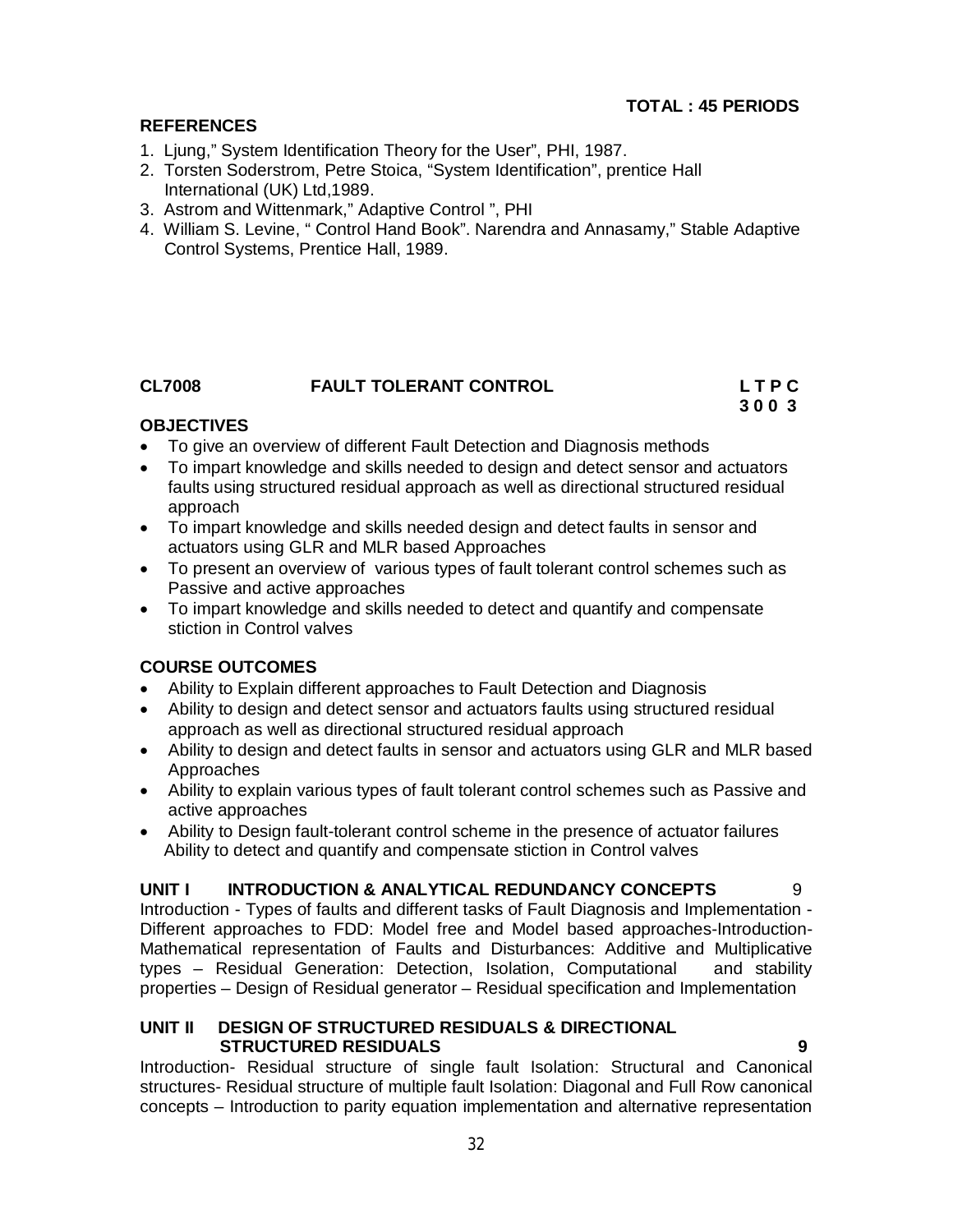**TOTAL : 45 PERIODS**

**REFERENCES**

1. Ljung," System Identification Theory for the User", PHI, 1987.
2. Torsten Soderstrom, Petre Stoica, "System Identification", prentice Hall International (UK) Ltd,1989.
3. Astrom and Wittenmark," Adaptive Control ", PHI
4. William S. Levine, " Control Hand Book". Narendra and Annasamy," Stable Adaptive Control Systems, Prentice Hall, 1989.

## CL7008 FAULT TOLERANT CONTROL

**L T P C**
**3 0 0 3**

**OBJECTIVES**

- To give an overview of different Fault Detection and Diagnosis methods
- To impart knowledge and skills needed to design and detect sensor and actuators faults using structured residual approach as well as directional structured residual approach
- To impart knowledge and skills needed design and detect faults in sensor and actuators using GLR and MLR based Approaches
- To present an overview of various types of fault tolerant control schemes such as Passive and active approaches
- To impart knowledge and skills needed to detect and quantify and compensate stiction in Control valves

**COURSE OUTCOMES**

- Ability to Explain different approaches to Fault Detection and Diagnosis
- Ability to design and detect sensor and actuators faults using structured residual approach as well as directional structured residual approach
- Ability to design and detect faults in sensor and actuators using GLR and MLR based Approaches
- Ability to explain various types of fault tolerant control schemes such as Passive and active approaches
- Ability to Design fault-tolerant control scheme in the presence of actuator failures
  Ability to detect and quantify and compensate stiction in Control valves

**UNIT I INTRODUCTION & ANALYTICAL REDUNDANCY CONCEPTS** 9

Introduction - Types of faults and different tasks of Fault Diagnosis and Implementation - Different approaches to FDD: Model free and Model based approaches-Introduction-Mathematical representation of Faults and Disturbances: Additive and Multiplicative types – Residual Generation: Detection, Isolation, Computational and stability properties – Design of Residual generator – Residual specification and Implementation

**UNIT II DESIGN OF STRUCTURED RESIDUALS & DIRECTIONAL STRUCTURED RESIDUALS** **9**

Introduction- Residual structure of single fault Isolation: Structural and Canonical structures- Residual structure of multiple fault Isolation: Diagonal and Full Row canonical concepts – Introduction to parity equation implementation and alternative representation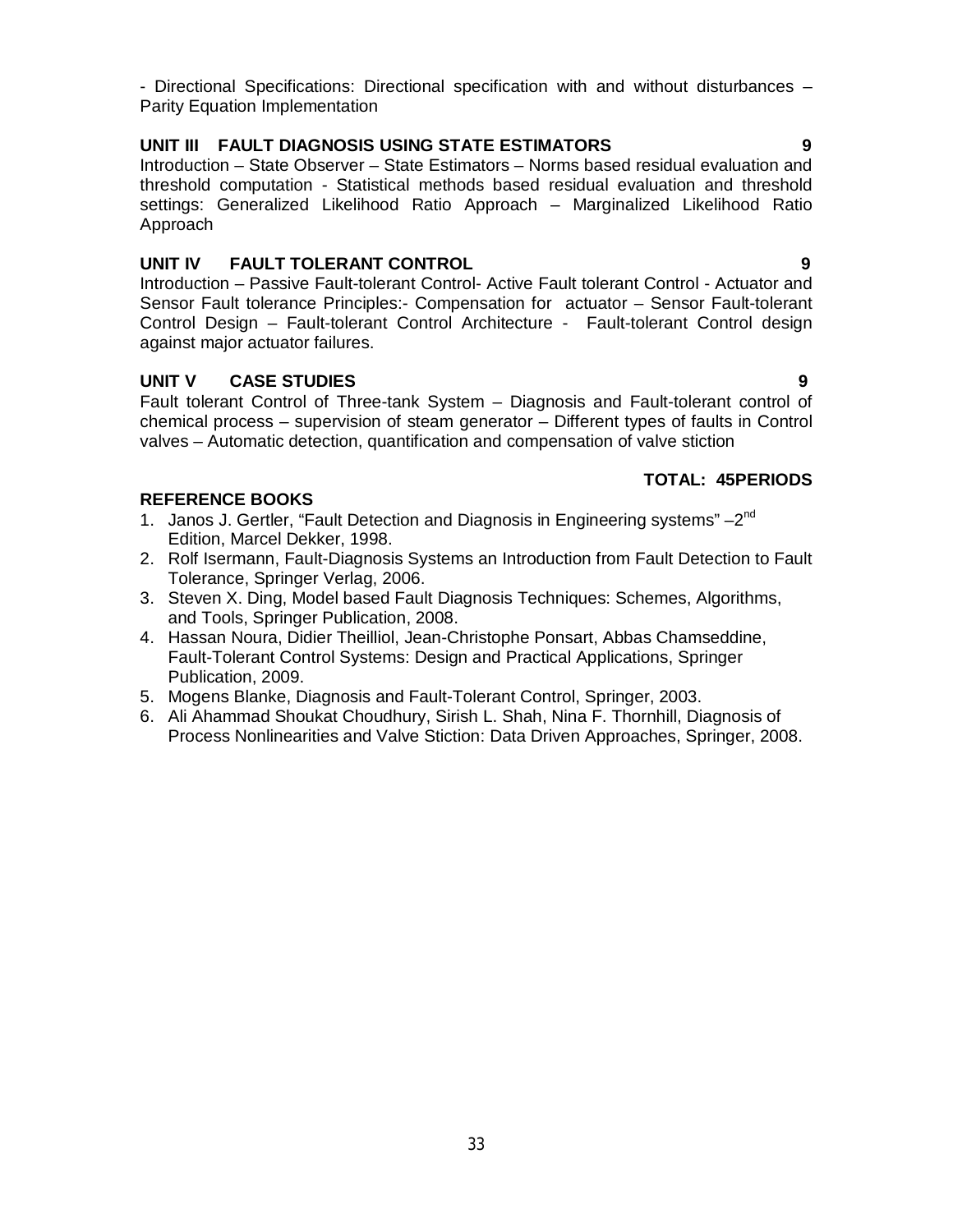- Directional Specifications: Directional specification with and without disturbances – Parity Equation Implementation

**UNIT III FAULT DIAGNOSIS USING STATE ESTIMATORS 9**

Introduction – State Observer – State Estimators – Norms based residual evaluation and threshold computation - Statistical methods based residual evaluation and threshold settings: Generalized Likelihood Ratio Approach – Marginalized Likelihood Ratio Approach

**UNIT IV FAULT TOLERANT CONTROL 9**

Introduction – Passive Fault-tolerant Control- Active Fault tolerant Control - Actuator and Sensor Fault tolerance Principles:- Compensation for actuator – Sensor Fault-tolerant Control Design – Fault-tolerant Control Architecture - Fault-tolerant Control design against major actuator failures.

**UNIT V CASE STUDIES 9**

Fault tolerant Control of Three-tank System – Diagnosis and Fault-tolerant control of chemical process – supervision of steam generator – Different types of faults in Control valves – Automatic detection, quantification and compensation of valve stiction

**TOTAL: 45PERIODS**

**REFERENCE BOOKS**

1. Janos J. Gertler, "Fault Detection and Diagnosis in Engineering systems" –2nd Edition, Marcel Dekker, 1998.
2. Rolf Isermann, Fault-Diagnosis Systems an Introduction from Fault Detection to Fault Tolerance, Springer Verlag, 2006.
3. Steven X. Ding, Model based Fault Diagnosis Techniques: Schemes, Algorithms, and Tools, Springer Publication, 2008.
4. Hassan Noura, Didier Theilliol, Jean-Christophe Ponsart, Abbas Chamseddine, Fault-Tolerant Control Systems: Design and Practical Applications, Springer Publication, 2009.
5. Mogens Blanke, Diagnosis and Fault-Tolerant Control, Springer, 2003.
6. Ali Ahammad Shoukat Choudhury, Sirish L. Shah, Nina F. Thornhill, Diagnosis of Process Nonlinearities and Valve Stiction: Data Driven Approaches, Springer, 2008.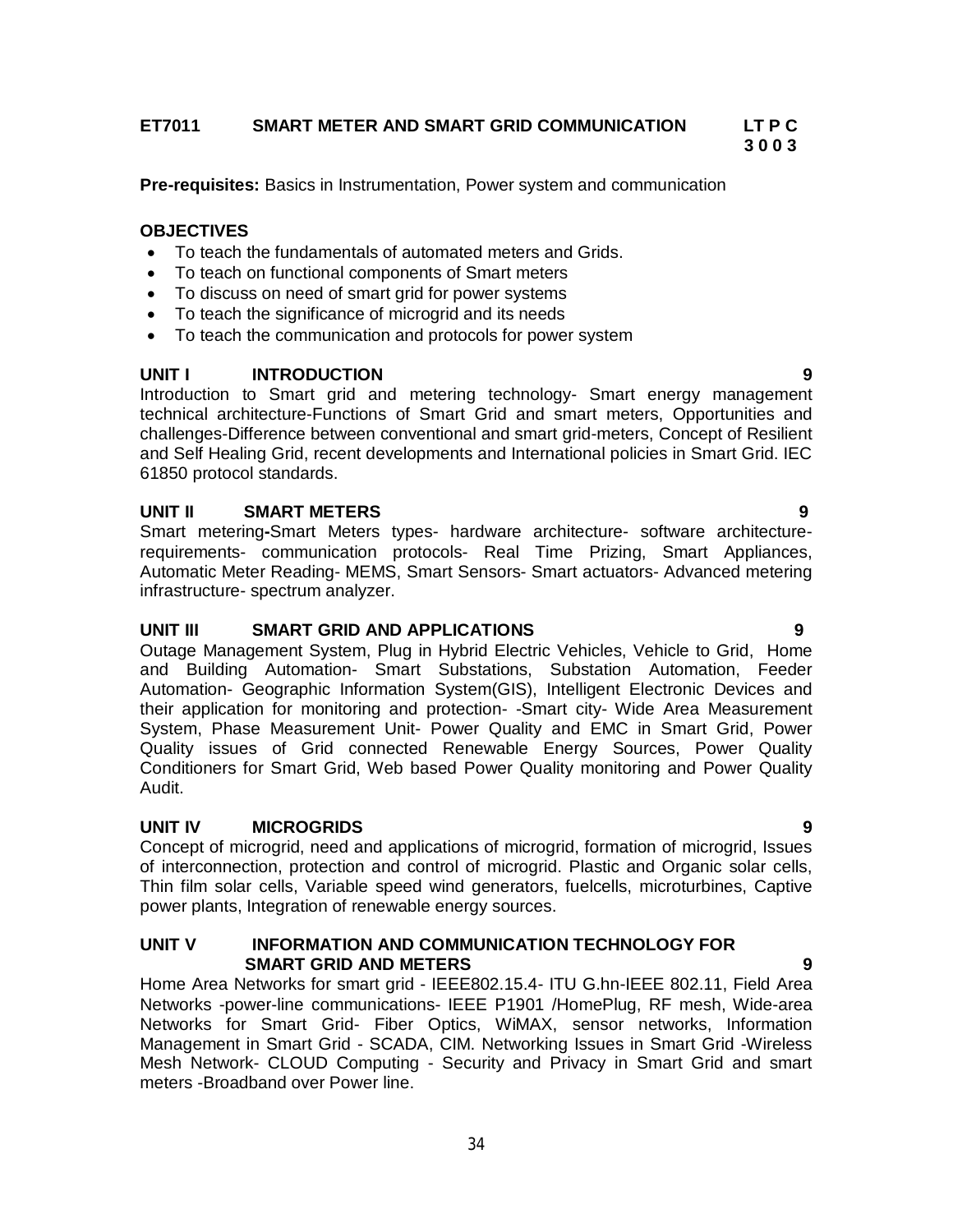## ET7011 SMART METER AND SMART GRID COMMUNICATION

**L T P C**
**3 0 0 3**

**Pre-requisites:** Basics in Instrumentation, Power system and communication

### OBJECTIVES

- To teach the fundamentals of automated meters and Grids.
- To teach on functional components of Smart meters
- To discuss on need of smart grid for power systems
- To teach the significance of microgrid and its needs
- To teach the communication and protocols for power system

### UNIT I INTRODUCTION 9

Introduction to Smart grid and metering technology- Smart energy management technical architecture-Functions of Smart Grid and smart meters, Opportunities and challenges-Difference between conventional and smart grid-meters, Concept of Resilient and Self Healing Grid, recent developments and International policies in Smart Grid. IEC 61850 protocol standards.

### UNIT II SMART METERS 9

Smart metering-Smart Meters types- hardware architecture- software architecture-requirements- communication protocols- Real Time Prizing, Smart Appliances, Automatic Meter Reading- MEMS, Smart Sensors- Smart actuators- Advanced metering infrastructure- spectrum analyzer.

### UNIT III SMART GRID AND APPLICATIONS 9

Outage Management System, Plug in Hybrid Electric Vehicles, Vehicle to Grid, Home and Building Automation- Smart Substations, Substation Automation, Feeder Automation- Geographic Information System(GIS), Intelligent Electronic Devices and their application for monitoring and protection- -Smart city- Wide Area Measurement System, Phase Measurement Unit- Power Quality and EMC in Smart Grid, Power Quality issues of Grid connected Renewable Energy Sources, Power Quality Conditioners for Smart Grid, Web based Power Quality monitoring and Power Quality Audit.

### UNIT IV MICROGRIDS 9

Concept of microgrid, need and applications of microgrid, formation of microgrid, Issues of interconnection, protection and control of microgrid. Plastic and Organic solar cells, Thin film solar cells, Variable speed wind generators, fuelcells, microturbines, Captive power plants, Integration of renewable energy sources.

### UNIT V INFORMATION AND COMMUNICATION TECHNOLOGY FOR SMART GRID AND METERS 9

Home Area Networks for smart grid - IEEE802.15.4- ITU G.hn-IEEE 802.11, Field Area Networks -power-line communications- IEEE P1901 /HomePlug, RF mesh, Wide-area Networks for Smart Grid- Fiber Optics, WiMAX, sensor networks, Information Management in Smart Grid - SCADA, CIM. Networking Issues in Smart Grid -Wireless Mesh Network- CLOUD Computing - Security and Privacy in Smart Grid and smart meters -Broadband over Power line.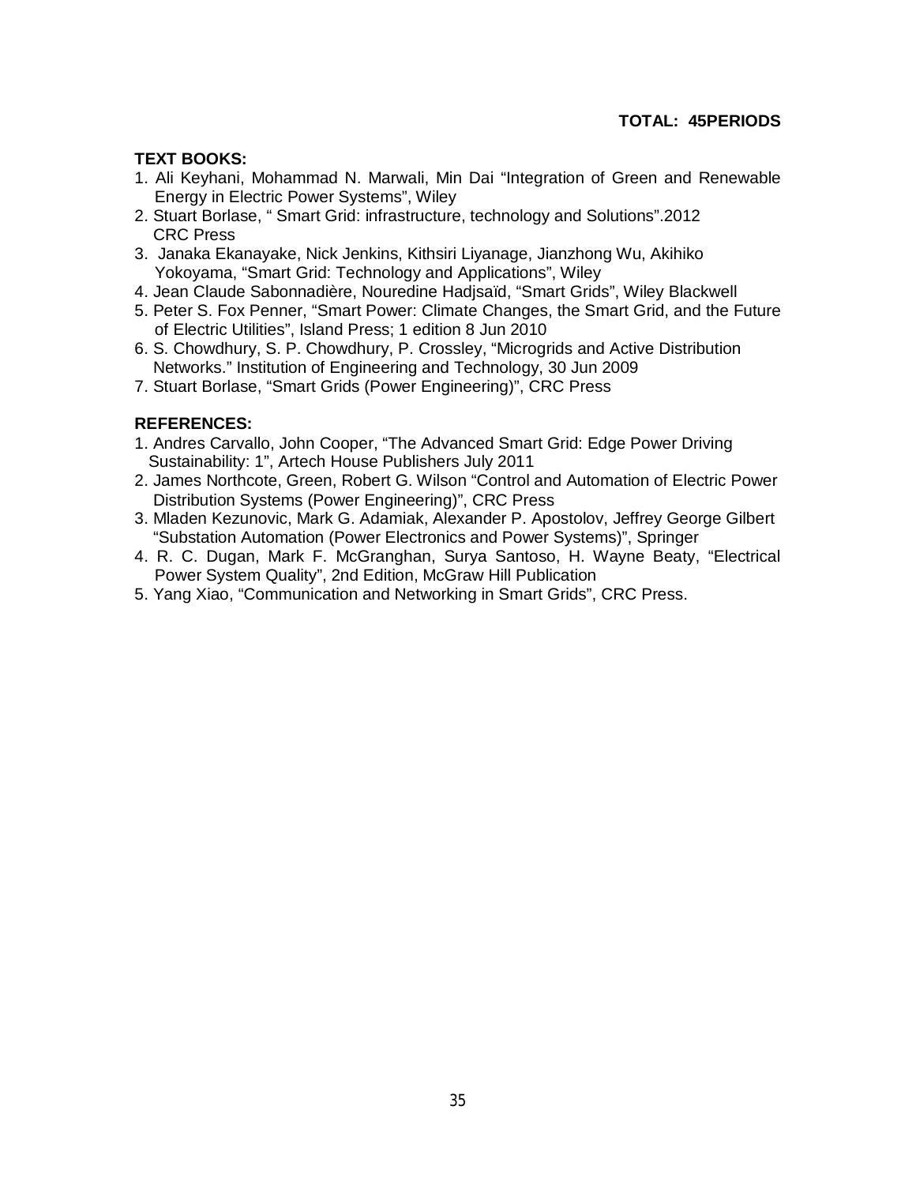**TOTAL: 45PERIODS**

**TEXT BOOKS:**

1. Ali Keyhani, Mohammad N. Marwali, Min Dai “Integration of Green and Renewable Energy in Electric Power Systems”, Wiley
2. Stuart Borlase, “ Smart Grid: infrastructure, technology and Solutions”.2012 CRC Press
3. Janaka Ekanayake, Nick Jenkins, Kithsiri Liyanage, Jianzhong Wu, Akihiko Yokoyama, “Smart Grid: Technology and Applications”, Wiley
4. Jean Claude Sabonnadière, Nouredine Hadjsaïd, “Smart Grids”, Wiley Blackwell
5. Peter S. Fox Penner, “Smart Power: Climate Changes, the Smart Grid, and the Future of Electric Utilities”, Island Press; 1 edition 8 Jun 2010
6. S. Chowdhury, S. P. Chowdhury, P. Crossley, “Microgrids and Active Distribution Networks.” Institution of Engineering and Technology, 30 Jun 2009
7. Stuart Borlase, “Smart Grids (Power Engineering)”, CRC Press

**REFERENCES:**

1. Andres Carvallo, John Cooper, “The Advanced Smart Grid: Edge Power Driving Sustainability: 1”, Artech House Publishers July 2011
2. James Northcote, Green, Robert G. Wilson “Control and Automation of Electric Power Distribution Systems (Power Engineering)”, CRC Press
3. Mladen Kezunovic, Mark G. Adamiak, Alexander P. Apostolov, Jeffrey George Gilbert “Substation Automation (Power Electronics and Power Systems)”, Springer
4. R. C. Dugan, Mark F. McGranghan, Surya Santoso, H. Wayne Beaty, “Electrical Power System Quality”, 2nd Edition, McGraw Hill Publication
5. Yang Xiao, “Communication and Networking in Smart Grids”, CRC Press.